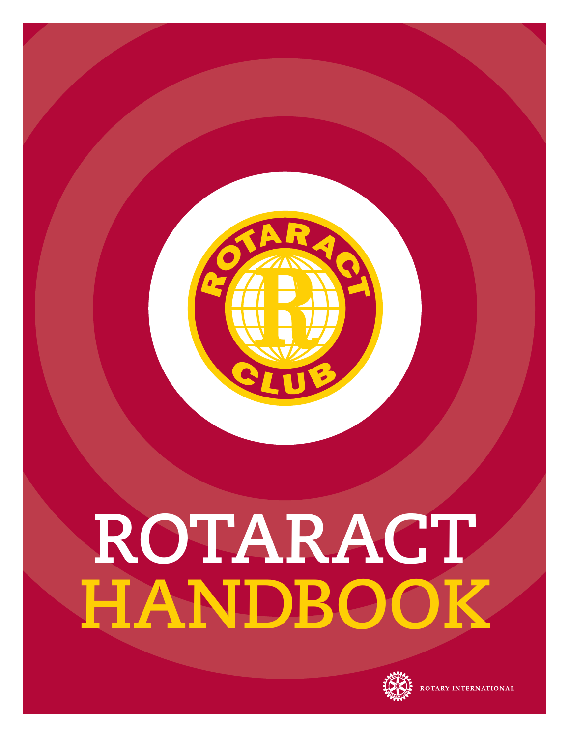# ROTARACT HANDBOOK

ROTARY INTERNATIONAL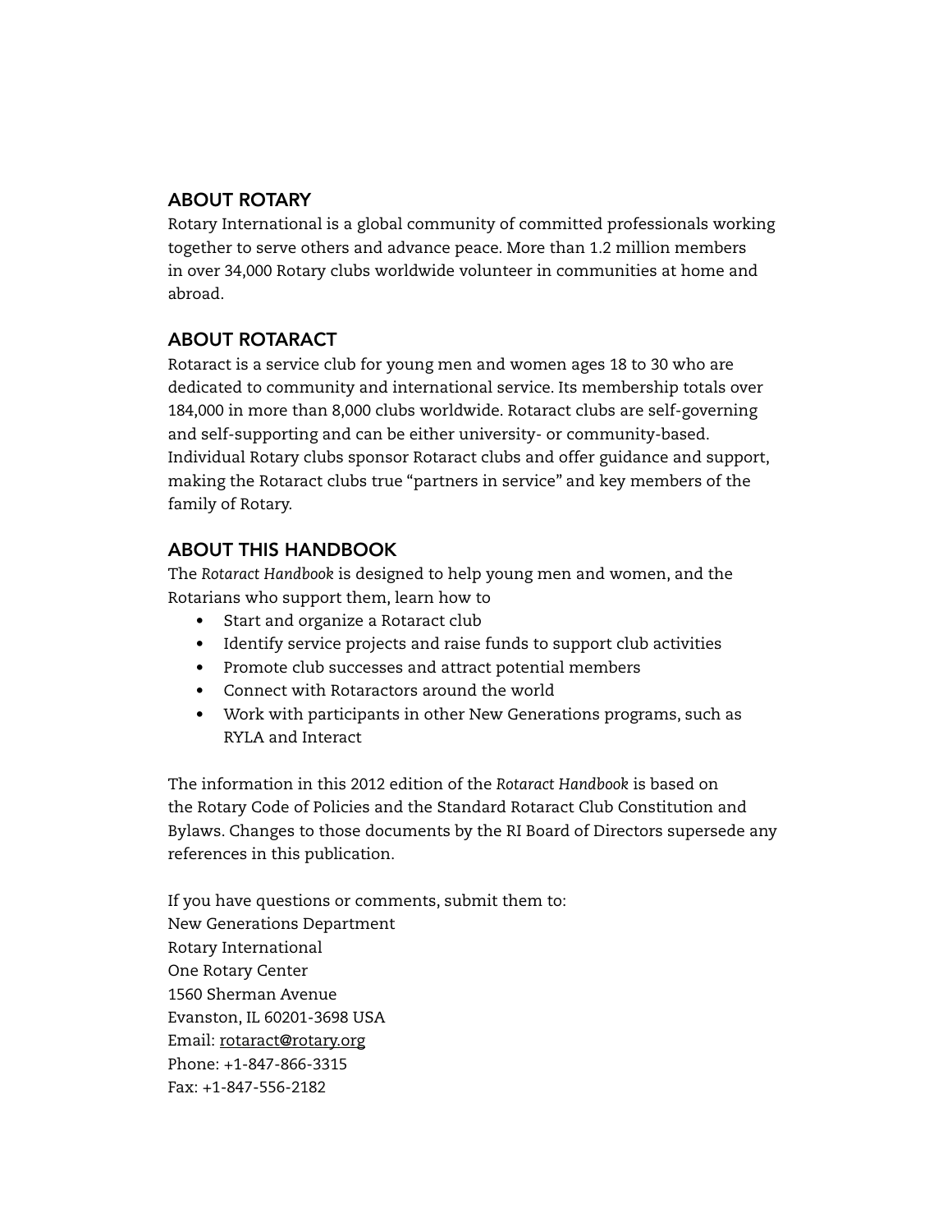## ABOUT ROTARY

Rotary International is a global community of committed professionals working together to serve others and advance peace. More than 1.2 million members in over 34,000 Rotary clubs worldwide volunteer in communities at home and abroad.

## ABOUT ROTARACT

Rotaract is a service club for young men and women ages 18 to 30 who are dedicated to community and international service. Its membership totals over 184,000 in more than 8,000 clubs worldwide. Rotaract clubs are self-governing and self-supporting and can be either university- or community-based. Individual Rotary clubs sponsor Rotaract clubs and offer guidance and support, making the Rotaract clubs true "partners in service" and key members of the family of Rotary.

## ABOUT THIS HANDBOOK

The *Rotaract Handbook* is designed to help young men and women, and the Rotarians who support them, learn how to

- Start and organize a Rotaract club
- Identify service projects and raise funds to support club activities
- Promote club successes and attract potential members
- Connect with Rotaractors around the world
- Work with participants in other New Generations programs, such as RYLA and Interact

The information in this 2012 edition of the *Rotaract Handbook* is based on the Rotary Code of Policies and the Standard Rotaract Club Constitution and Bylaws. Changes to those documents by the RI Board of Directors supersede any references in this publication.

If you have questions or comments, submit them to:
New Generations Department
Rotary International
One Rotary Center
1560 Sherman Avenue
Evanston, IL 60201-3698 USA
Email: rotaract@rotary.org
Phone: +1-847-866-3315
Fax: +1-847-556-2182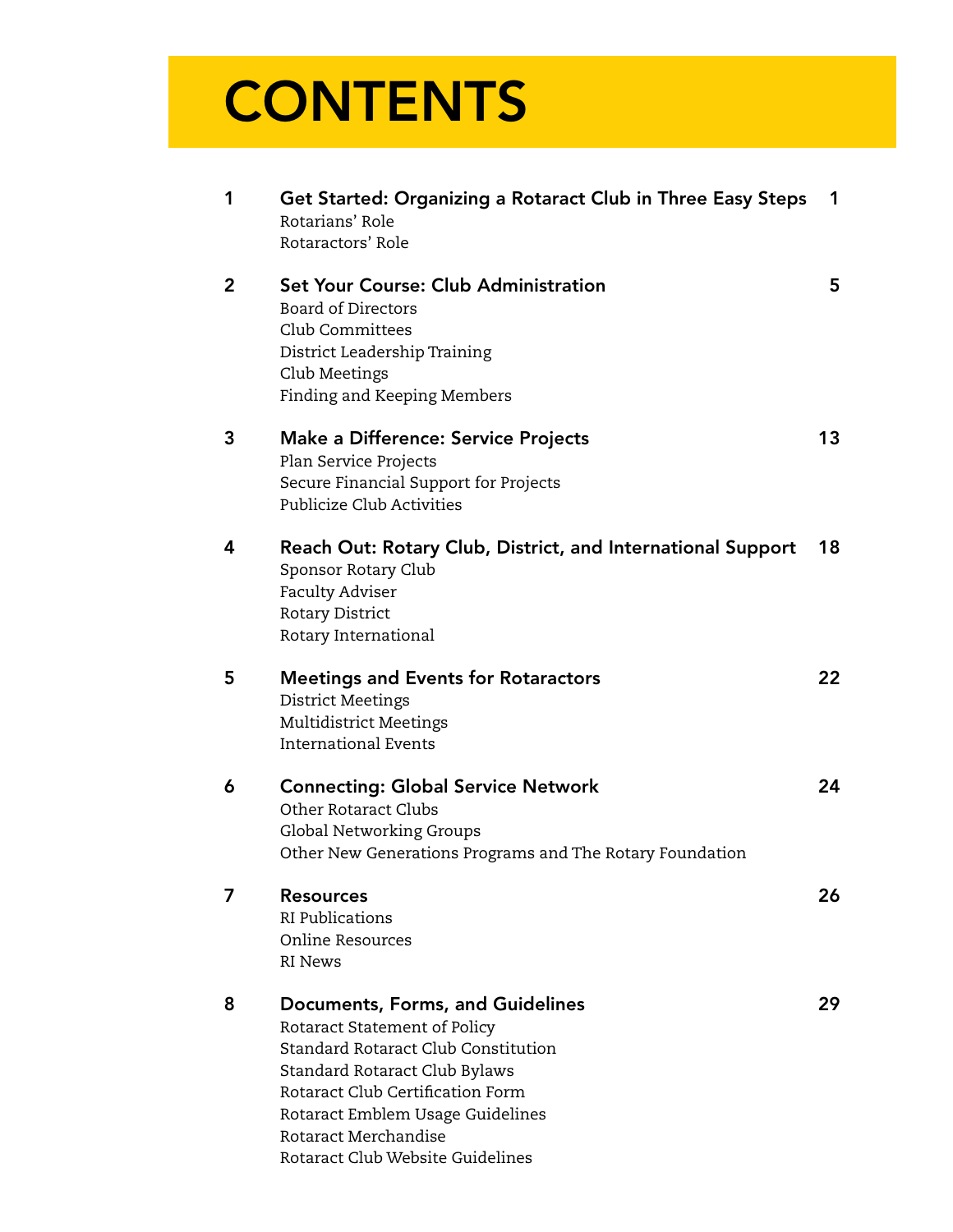# CONTENTS

| | | | |
|---|---|---|---|
| 1 | **Get Started: Organizing a Rotaract Club in Three Easy Steps**<br>Rotarians' Role<br>Rotaractors' Role | 1 |
| 2 | **Set Your Course: Club Administration**<br>Board of Directors<br>Club Committees<br>District Leadership Training<br>Club Meetings<br>Finding and Keeping Members | 5 |
| 3 | **Make a Difference: Service Projects**<br>Plan Service Projects<br>Secure Financial Support for Projects<br>Publicize Club Activities | 13 |
| 4 | **Reach Out: Rotary Club, District, and International Support**<br>Sponsor Rotary Club<br>Faculty Adviser<br>Rotary District<br>Rotary International | 18 |
| 5 | **Meetings and Events for Rotaractors**<br>District Meetings<br>Multidistrict Meetings<br>International Events | 22 |
| 6 | **Connecting: Global Service Network**<br>Other Rotaract Clubs<br>Global Networking Groups<br>Other New Generations Programs and The Rotary Foundation | 24 |
| 7 | **Resources**<br>RI Publications<br>Online Resources<br>RI News | 26 |
| 8 | **Documents, Forms, and Guidelines**<br>Rotaract Statement of Policy<br>Standard Rotaract Club Constitution<br>Standard Rotaract Club Bylaws<br>Rotaract Club Certification Form<br>Rotaract Emblem Usage Guidelines<br>Rotaract Merchandise<br>Rotaract Club Website Guidelines | 29 |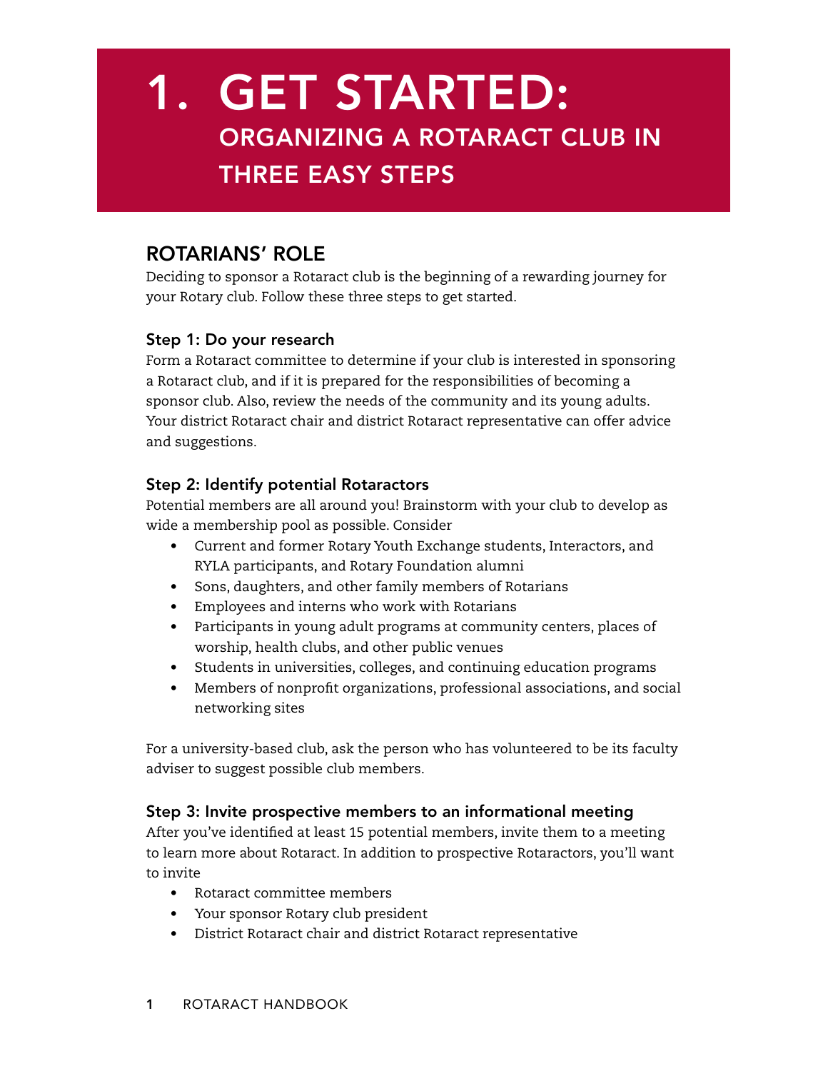# 1. GET STARTED: ORGANIZING A ROTARACT CLUB IN THREE EASY STEPS

## ROTARIANS' ROLE

Deciding to sponsor a Rotaract club is the beginning of a rewarding journey for your Rotary club. Follow these three steps to get started.

### Step 1: Do your research

Form a Rotaract committee to determine if your club is interested in sponsoring a Rotaract club, and if it is prepared for the responsibilities of becoming a sponsor club. Also, review the needs of the community and its young adults. Your district Rotaract chair and district Rotaract representative can offer advice and suggestions.

### Step 2: Identify potential Rotaractors

Potential members are all around you! Brainstorm with your club to develop as wide a membership pool as possible. Consider

- Current and former Rotary Youth Exchange students, Interactors, and RYLA participants, and Rotary Foundation alumni
- Sons, daughters, and other family members of Rotarians
- Employees and interns who work with Rotarians
- Participants in young adult programs at community centers, places of worship, health clubs, and other public venues
- Students in universities, colleges, and continuing education programs
- Members of nonprofit organizations, professional associations, and social networking sites

For a university-based club, ask the person who has volunteered to be its faculty adviser to suggest possible club members.

### Step 3: Invite prospective members to an informational meeting

After you've identified at least 15 potential members, invite them to a meeting to learn more about Rotaract. In addition to prospective Rotaractors, you'll want to invite

- Rotaract committee members
- Your sponsor Rotary club president
- District Rotaract chair and district Rotaract representative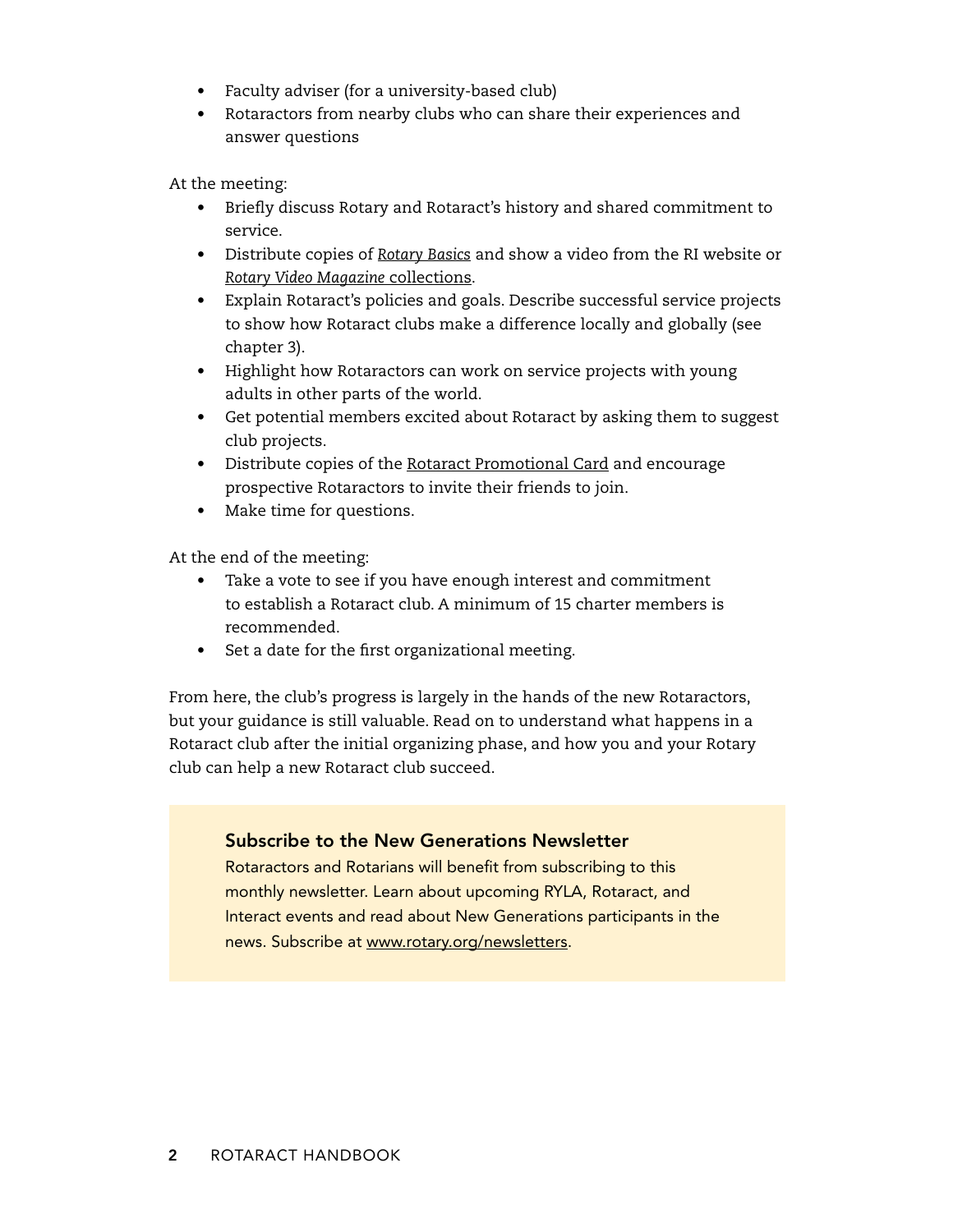- Faculty adviser (for a university-based club)
- Rotaractors from nearby clubs who can share their experiences and answer questions

At the meeting:

- Briefly discuss Rotary and Rotaract's history and shared commitment to service.
- Distribute copies of *Rotary Basics* and show a video from the RI website or *Rotary Video Magazine* collections.
- Explain Rotaract's policies and goals. Describe successful service projects to show how Rotaract clubs make a difference locally and globally (see chapter 3).
- Highlight how Rotaractors can work on service projects with young adults in other parts of the world.
- Get potential members excited about Rotaract by asking them to suggest club projects.
- Distribute copies of the Rotaract Promotional Card and encourage prospective Rotaractors to invite their friends to join.
- Make time for questions.

At the end of the meeting:

- Take a vote to see if you have enough interest and commitment to establish a Rotaract club. A minimum of 15 charter members is recommended.
- Set a date for the first organizational meeting.

From here, the club's progress is largely in the hands of the new Rotaractors, but your guidance is still valuable. Read on to understand what happens in a Rotaract club after the initial organizing phase, and how you and your Rotary club can help a new Rotaract club succeed.

### Subscribe to the New Generations Newsletter

Rotaractors and Rotarians will benefit from subscribing to this monthly newsletter. Learn about upcoming RYLA, Rotaract, and Interact events and read about New Generations participants in the news. Subscribe at www.rotary.org/newsletters.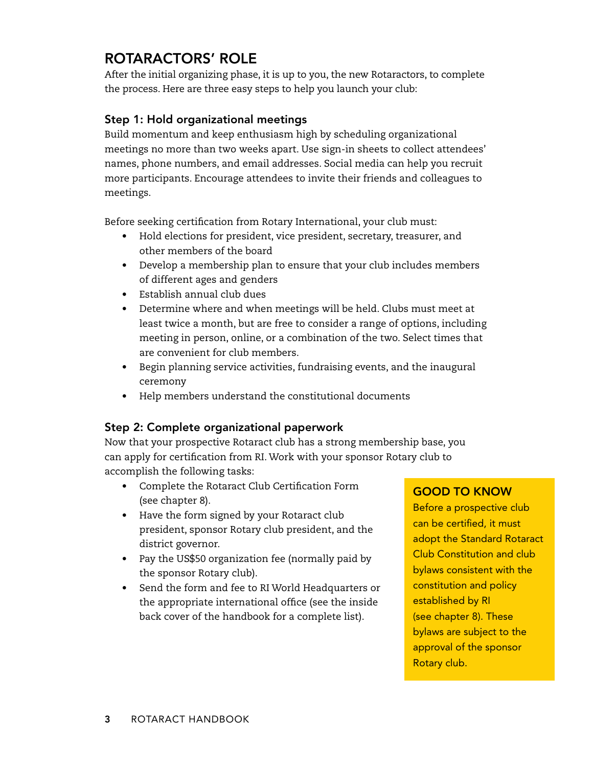## ROTARACTORS' ROLE

After the initial organizing phase, it is up to you, the new Rotaractors, to complete the process. Here are three easy steps to help you launch your club:

### Step 1: Hold organizational meetings

Build momentum and keep enthusiasm high by scheduling organizational meetings no more than two weeks apart. Use sign-in sheets to collect attendees' names, phone numbers, and email addresses. Social media can help you recruit more participants. Encourage attendees to invite their friends and colleagues to meetings.

Before seeking certification from Rotary International, your club must:

- Hold elections for president, vice president, secretary, treasurer, and other members of the board
- Develop a membership plan to ensure that your club includes members of different ages and genders
- Establish annual club dues
- Determine where and when meetings will be held. Clubs must meet at least twice a month, but are free to consider a range of options, including meeting in person, online, or a combination of the two. Select times that are convenient for club members.
- Begin planning service activities, fundraising events, and the inaugural ceremony
- Help members understand the constitutional documents

### Step 2: Complete organizational paperwork

Now that your prospective Rotaract club has a strong membership base, you can apply for certification from RI. Work with your sponsor Rotary club to accomplish the following tasks:

- Complete the Rotaract Club Certification Form (see chapter 8).
- Have the form signed by your Rotaract club president, sponsor Rotary club president, and the district governor.
- Pay the US$50 organization fee (normally paid by the sponsor Rotary club).
- Send the form and fee to RI World Headquarters or the appropriate international office (see the inside back cover of the handbook for a complete list).

**GOOD TO KNOW**

Before a prospective club can be certified, it must adopt the Standard Rotaract Club Constitution and club bylaws consistent with the constitution and policy established by RI (see chapter 8). These bylaws are subject to the approval of the sponsor Rotary club.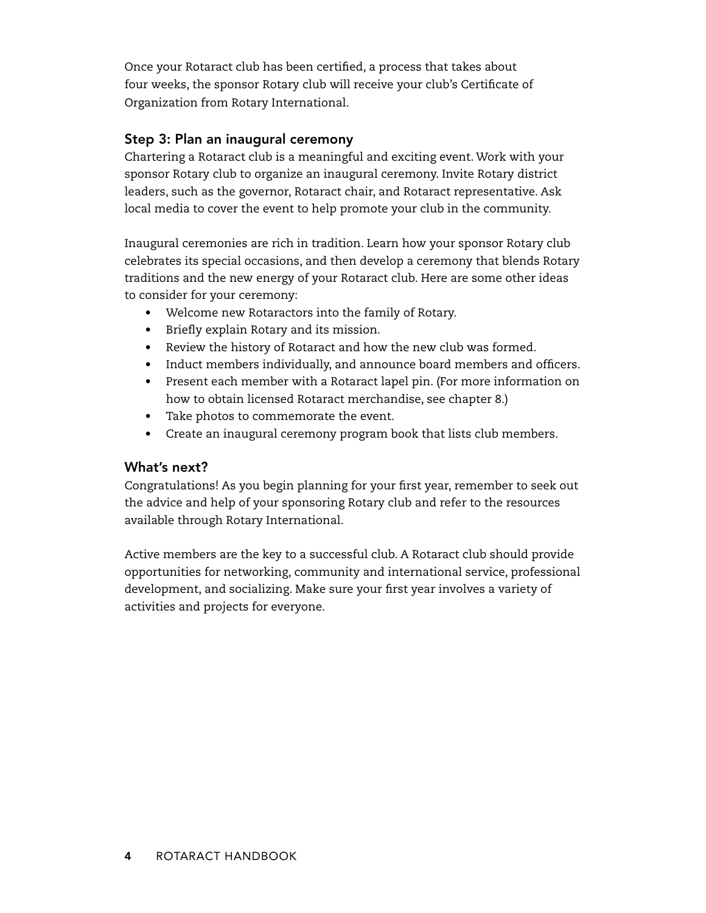Once your Rotaract club has been certified, a process that takes about four weeks, the sponsor Rotary club will receive your club's Certificate of Organization from Rotary International.

### Step 3: Plan an inaugural ceremony

Chartering a Rotaract club is a meaningful and exciting event. Work with your sponsor Rotary club to organize an inaugural ceremony. Invite Rotary district leaders, such as the governor, Rotaract chair, and Rotaract representative. Ask local media to cover the event to help promote your club in the community.

Inaugural ceremonies are rich in tradition. Learn how your sponsor Rotary club celebrates its special occasions, and then develop a ceremony that blends Rotary traditions and the new energy of your Rotaract club. Here are some other ideas to consider for your ceremony:

- Welcome new Rotaractors into the family of Rotary.
- Briefly explain Rotary and its mission.
- Review the history of Rotaract and how the new club was formed.
- Induct members individually, and announce board members and officers.
- Present each member with a Rotaract lapel pin. (For more information on how to obtain licensed Rotaract merchandise, see chapter 8.)
- Take photos to commemorate the event.
- Create an inaugural ceremony program book that lists club members.

### What's next?

Congratulations! As you begin planning for your first year, remember to seek out the advice and help of your sponsoring Rotary club and refer to the resources available through Rotary International.

Active members are the key to a successful club. A Rotaract club should provide opportunities for networking, community and international service, professional development, and socializing. Make sure your first year involves a variety of activities and projects for everyone.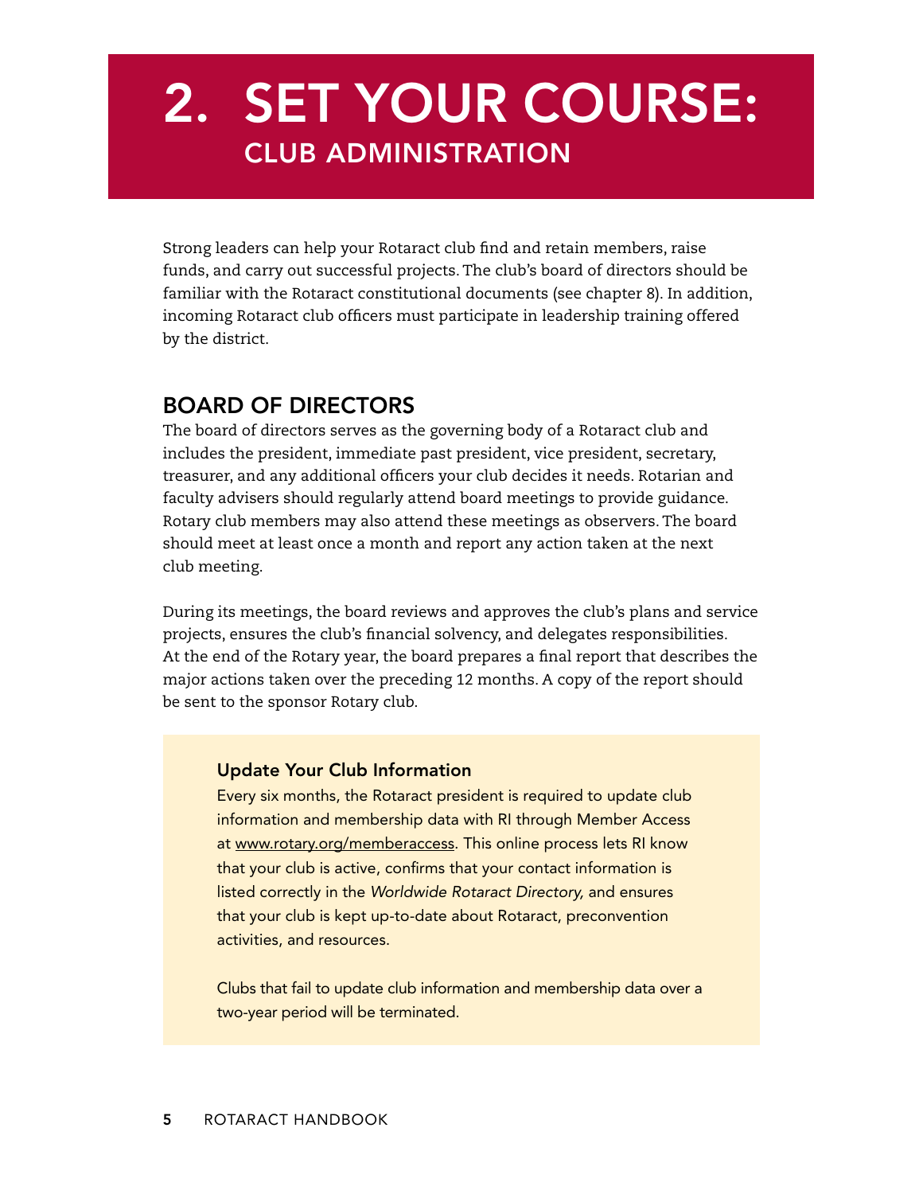# 2. SET YOUR COURSE: CLUB ADMINISTRATION

Strong leaders can help your Rotaract club find and retain members, raise funds, and carry out successful projects. The club's board of directors should be familiar with the Rotaract constitutional documents (see chapter 8). In addition, incoming Rotaract club officers must participate in leadership training offered by the district.

## BOARD OF DIRECTORS

The board of directors serves as the governing body of a Rotaract club and includes the president, immediate past president, vice president, secretary, treasurer, and any additional officers your club decides it needs. Rotarian and faculty advisers should regularly attend board meetings to provide guidance. Rotary club members may also attend these meetings as observers. The board should meet at least once a month and report any action taken at the next club meeting.

During its meetings, the board reviews and approves the club's plans and service projects, ensures the club's financial solvency, and delegates responsibilities. At the end of the Rotary year, the board prepares a final report that describes the major actions taken over the preceding 12 months. A copy of the report should be sent to the sponsor Rotary club.

### Update Your Club Information

Every six months, the Rotaract president is required to update club information and membership data with RI through Member Access at www.rotary.org/memberaccess. This online process lets RI know that your club is active, confirms that your contact information is listed correctly in the *Worldwide Rotaract Directory,* and ensures that your club is kept up-to-date about Rotaract, preconvention activities, and resources.

Clubs that fail to update club information and membership data over a two-year period will be terminated.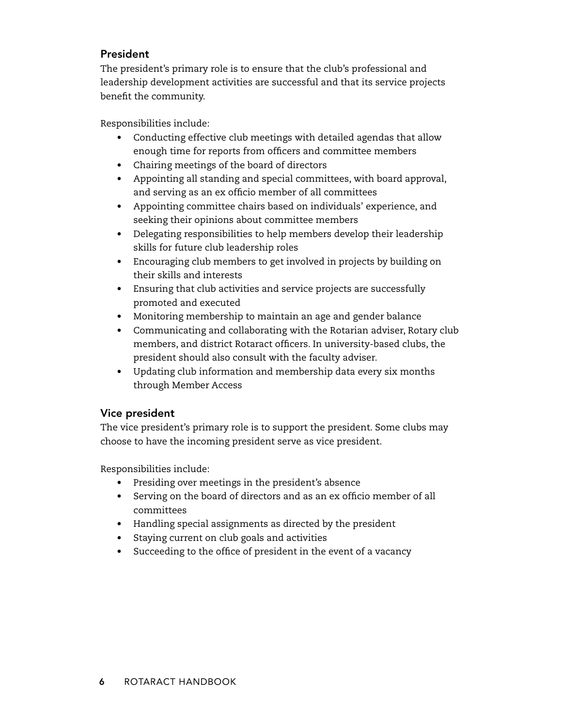### President

The president's primary role is to ensure that the club's professional and leadership development activities are successful and that its service projects benefit the community.

Responsibilities include:

- Conducting effective club meetings with detailed agendas that allow enough time for reports from officers and committee members
- Chairing meetings of the board of directors
- Appointing all standing and special committees, with board approval, and serving as an ex officio member of all committees
- Appointing committee chairs based on individuals' experience, and seeking their opinions about committee members
- Delegating responsibilities to help members develop their leadership skills for future club leadership roles
- Encouraging club members to get involved in projects by building on their skills and interests
- Ensuring that club activities and service projects are successfully promoted and executed
- Monitoring membership to maintain an age and gender balance
- Communicating and collaborating with the Rotarian adviser, Rotary club members, and district Rotaract officers. In university-based clubs, the president should also consult with the faculty adviser.
- Updating club information and membership data every six months through Member Access

### Vice president

The vice president's primary role is to support the president. Some clubs may choose to have the incoming president serve as vice president.

Responsibilities include:

- Presiding over meetings in the president's absence
- Serving on the board of directors and as an ex officio member of all committees
- Handling special assignments as directed by the president
- Staying current on club goals and activities
- Succeeding to the office of president in the event of a vacancy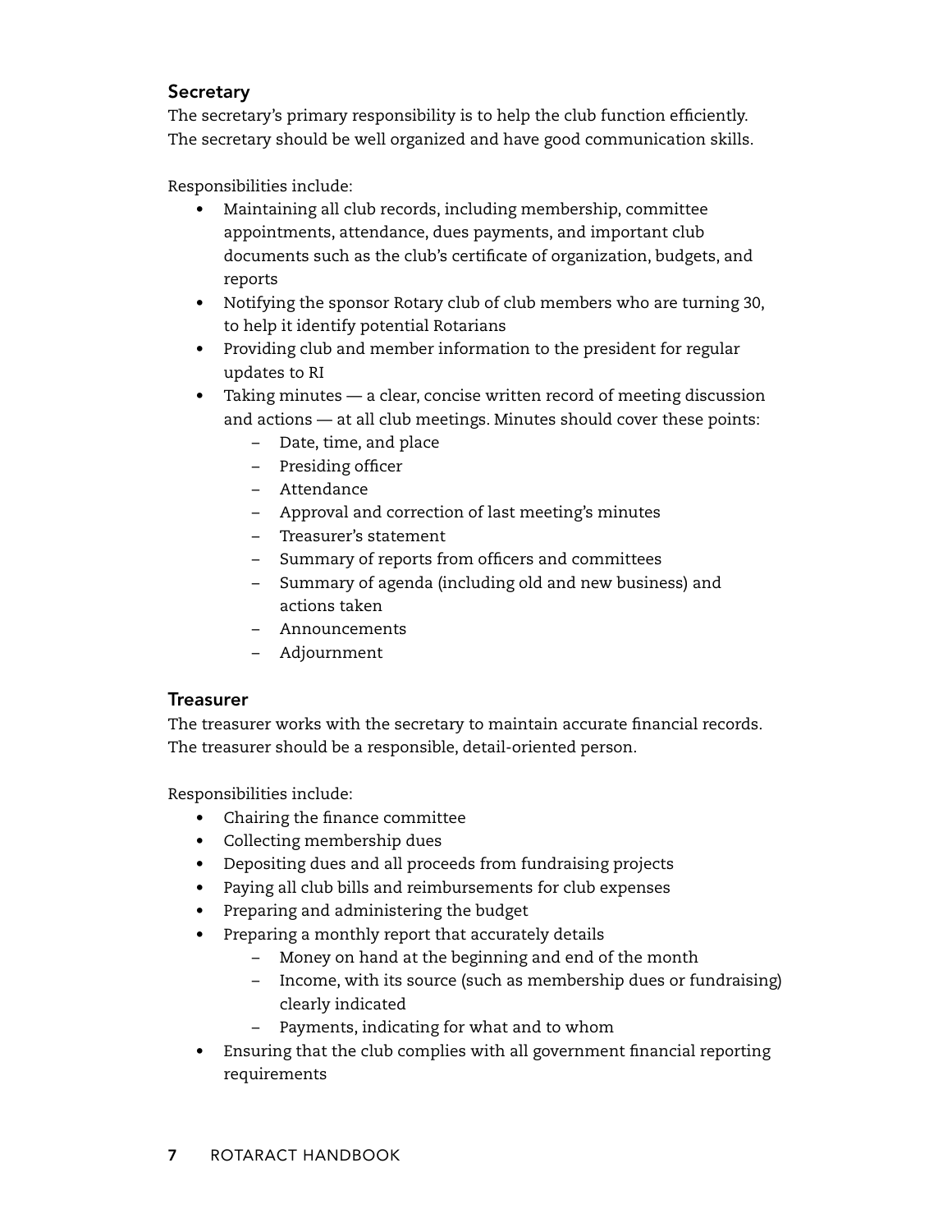### Secretary

The secretary's primary responsibility is to help the club function efficiently. The secretary should be well organized and have good communication skills.

Responsibilities include:

- Maintaining all club records, including membership, committee appointments, attendance, dues payments, and important club documents such as the club's certificate of organization, budgets, and reports
- Notifying the sponsor Rotary club of club members who are turning 30, to help it identify potential Rotarians
- Providing club and member information to the president for regular updates to RI
- Taking minutes — a clear, concise written record of meeting discussion and actions — at all club meetings. Minutes should cover these points:
  - Date, time, and place
  - Presiding officer
  - Attendance
  - Approval and correction of last meeting's minutes
  - Treasurer's statement
  - Summary of reports from officers and committees
  - Summary of agenda (including old and new business) and actions taken
  - Announcements
  - Adjournment

### Treasurer

The treasurer works with the secretary to maintain accurate financial records. The treasurer should be a responsible, detail-oriented person.

Responsibilities include:

- Chairing the finance committee
- Collecting membership dues
- Depositing dues and all proceeds from fundraising projects
- Paying all club bills and reimbursements for club expenses
- Preparing and administering the budget
- Preparing a monthly report that accurately details
  - Money on hand at the beginning and end of the month
  - Income, with its source (such as membership dues or fundraising) clearly indicated
  - Payments, indicating for what and to whom
- Ensuring that the club complies with all government financial reporting requirements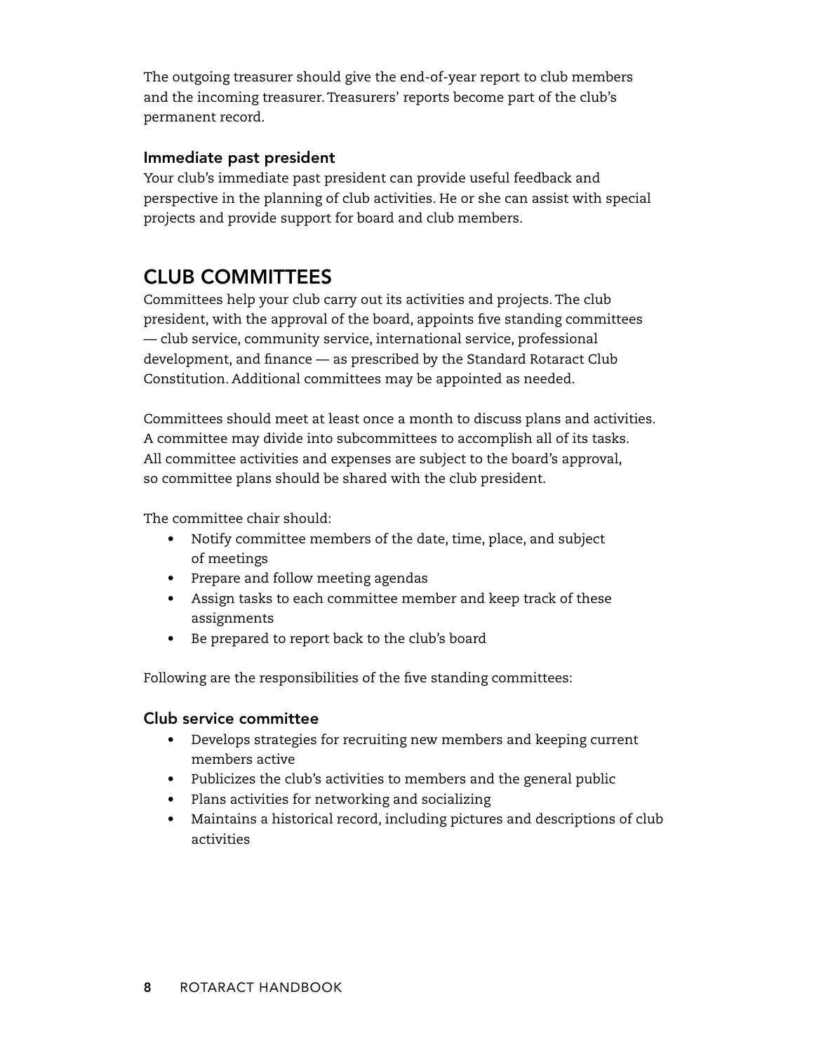The outgoing treasurer should give the end-of-year report to club members and the incoming treasurer. Treasurers' reports become part of the club's permanent record.

### Immediate past president

Your club's immediate past president can provide useful feedback and perspective in the planning of club activities. He or she can assist with special projects and provide support for board and club members.

## CLUB COMMITTEES

Committees help your club carry out its activities and projects. The club president, with the approval of the board, appoints five standing committees — club service, community service, international service, professional development, and finance — as prescribed by the Standard Rotaract Club Constitution. Additional committees may be appointed as needed.

Committees should meet at least once a month to discuss plans and activities. A committee may divide into subcommittees to accomplish all of its tasks. All committee activities and expenses are subject to the board's approval, so committee plans should be shared with the club president.

The committee chair should:

- Notify committee members of the date, time, place, and subject of meetings
- Prepare and follow meeting agendas
- Assign tasks to each committee member and keep track of these assignments
- Be prepared to report back to the club's board

Following are the responsibilities of the five standing committees:

### Club service committee

- Develops strategies for recruiting new members and keeping current members active
- Publicizes the club's activities to members and the general public
- Plans activities for networking and socializing
- Maintains a historical record, including pictures and descriptions of club activities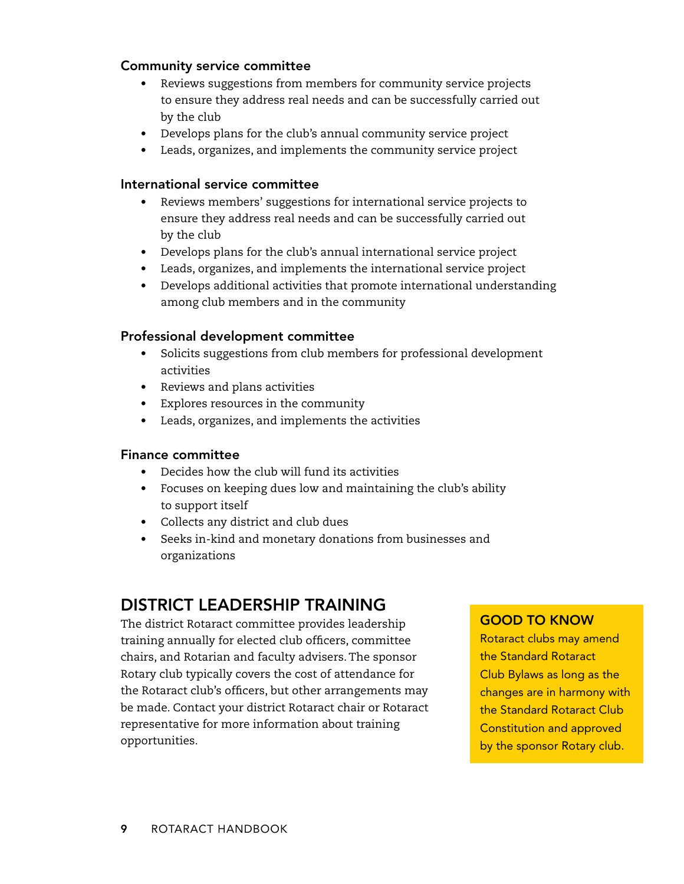### Community service committee

- Reviews suggestions from members for community service projects to ensure they address real needs and can be successfully carried out by the club
- Develops plans for the club's annual community service project
- Leads, organizes, and implements the community service project

### International service committee

- Reviews members' suggestions for international service projects to ensure they address real needs and can be successfully carried out by the club
- Develops plans for the club's annual international service project
- Leads, organizes, and implements the international service project
- Develops additional activities that promote international understanding among club members and in the community

### Professional development committee

- Solicits suggestions from club members for professional development activities
- Reviews and plans activities
- Explores resources in the community
- Leads, organizes, and implements the activities

### Finance committee

- Decides how the club will fund its activities
- Focuses on keeping dues low and maintaining the club's ability to support itself
- Collects any district and club dues
- Seeks in-kind and monetary donations from businesses and organizations

## DISTRICT LEADERSHIP TRAINING

The district Rotaract committee provides leadership training annually for elected club officers, committee chairs, and Rotarian and faculty advisers. The sponsor Rotary club typically covers the cost of attendance for the Rotaract club's officers, but other arrangements may be made. Contact your district Rotaract chair or Rotaract representative for more information about training opportunities.

**GOOD TO KNOW**

Rotaract clubs may amend the Standard Rotaract Club Bylaws as long as the changes are in harmony with the Standard Rotaract Club Constitution and approved by the sponsor Rotary club.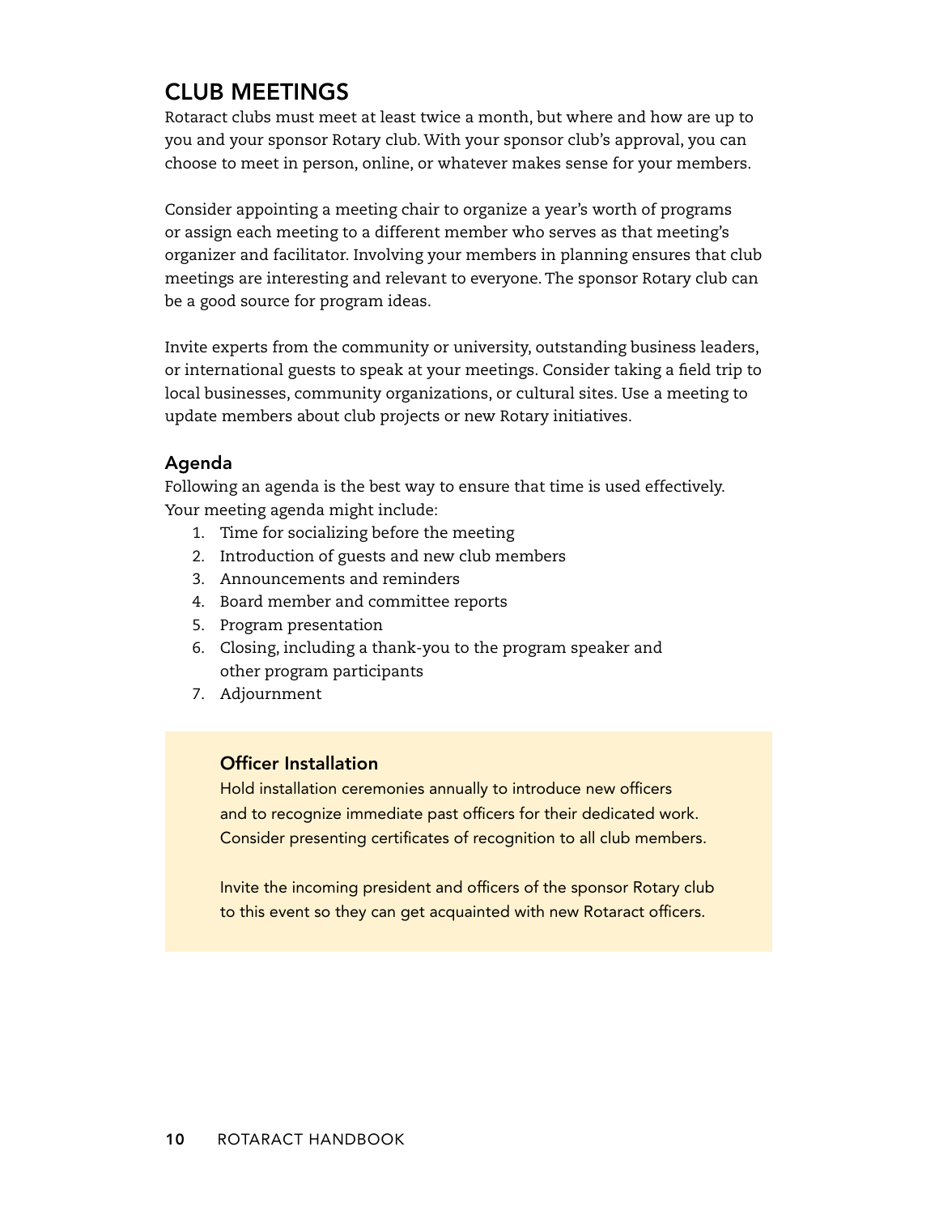## CLUB MEETINGS

Rotaract clubs must meet at least twice a month, but where and how are up to you and your sponsor Rotary club. With your sponsor club's approval, you can choose to meet in person, online, or whatever makes sense for your members.

Consider appointing a meeting chair to organize a year's worth of programs or assign each meeting to a different member who serves as that meeting's organizer and facilitator. Involving your members in planning ensures that club meetings are interesting and relevant to everyone. The sponsor Rotary club can be a good source for program ideas.

Invite experts from the community or university, outstanding business leaders, or international guests to speak at your meetings. Consider taking a field trip to local businesses, community organizations, or cultural sites. Use a meeting to update members about club projects or new Rotary initiatives.

### Agenda

Following an agenda is the best way to ensure that time is used effectively. Your meeting agenda might include:

1. Time for socializing before the meeting
2. Introduction of guests and new club members
3. Announcements and reminders
4. Board member and committee reports
5. Program presentation
6. Closing, including a thank-you to the program speaker and other program participants
7. Adjournment

### Officer Installation

Hold installation ceremonies annually to introduce new officers and to recognize immediate past officers for their dedicated work. Consider presenting certificates of recognition to all club members.

Invite the incoming president and officers of the sponsor Rotary club to this event so they can get acquainted with new Rotaract officers.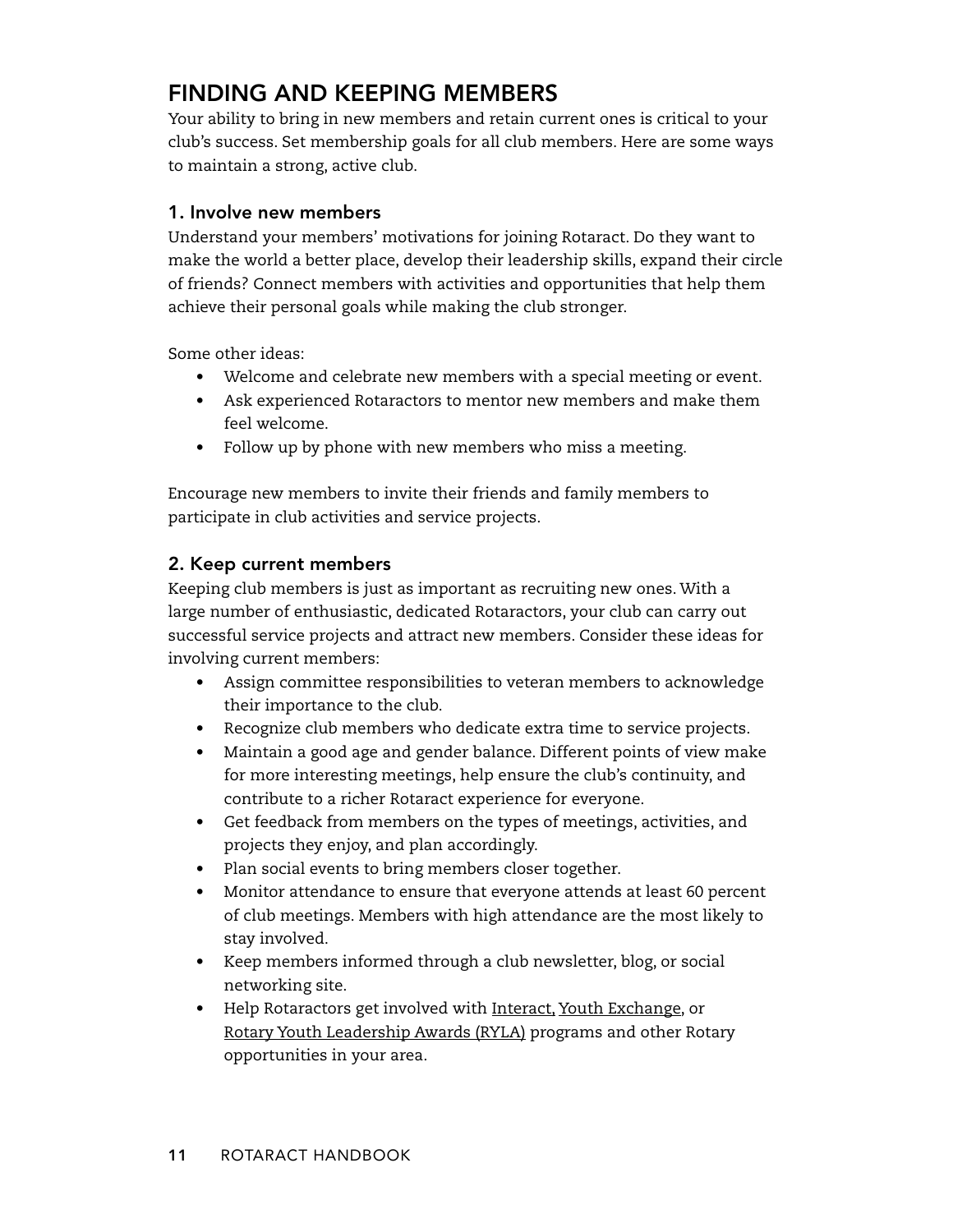## FINDING AND KEEPING MEMBERS

Your ability to bring in new members and retain current ones is critical to your club's success. Set membership goals for all club members. Here are some ways to maintain a strong, active club.

### 1. Involve new members

Understand your members' motivations for joining Rotaract. Do they want to make the world a better place, develop their leadership skills, expand their circle of friends? Connect members with activities and opportunities that help them achieve their personal goals while making the club stronger.

Some other ideas:

- Welcome and celebrate new members with a special meeting or event.
- Ask experienced Rotaractors to mentor new members and make them feel welcome.
- Follow up by phone with new members who miss a meeting.

Encourage new members to invite their friends and family members to participate in club activities and service projects.

### 2. Keep current members

Keeping club members is just as important as recruiting new ones. With a large number of enthusiastic, dedicated Rotaractors, your club can carry out successful service projects and attract new members. Consider these ideas for involving current members:

- Assign committee responsibilities to veteran members to acknowledge their importance to the club.
- Recognize club members who dedicate extra time to service projects.
- Maintain a good age and gender balance. Different points of view make for more interesting meetings, help ensure the club's continuity, and contribute to a richer Rotaract experience for everyone.
- Get feedback from members on the types of meetings, activities, and projects they enjoy, and plan accordingly.
- Plan social events to bring members closer together.
- Monitor attendance to ensure that everyone attends at least 60 percent of club meetings. Members with high attendance are the most likely to stay involved.
- Keep members informed through a club newsletter, blog, or social networking site.
- Help Rotaractors get involved with Interact, Youth Exchange, or Rotary Youth Leadership Awards (RYLA) programs and other Rotary opportunities in your area.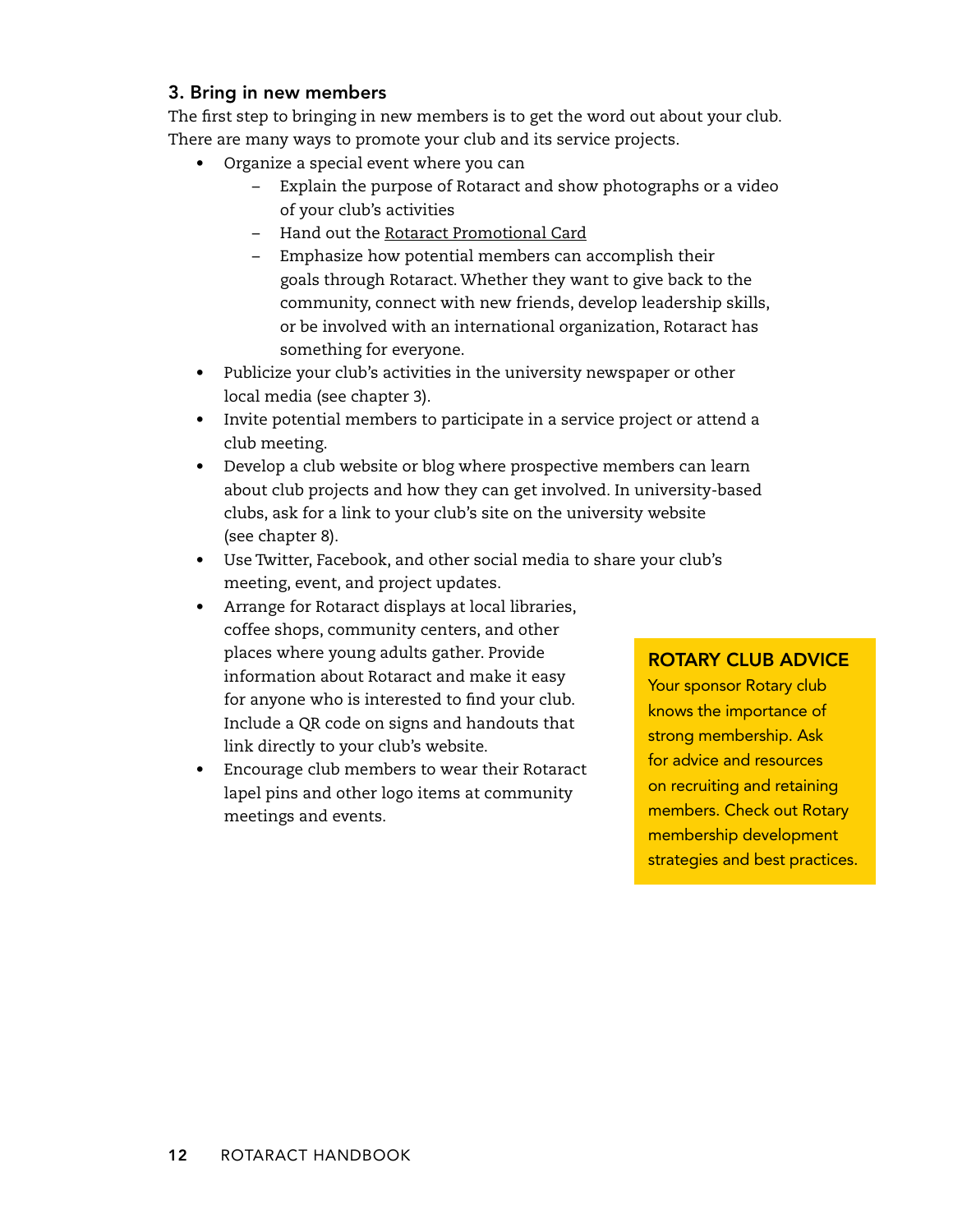### 3. Bring in new members

The first step to bringing in new members is to get the word out about your club. There are many ways to promote your club and its service projects.

- Organize a special event where you can
  - Explain the purpose of Rotaract and show photographs or a video of your club's activities
  - Hand out the Rotaract Promotional Card
  - Emphasize how potential members can accomplish their goals through Rotaract. Whether they want to give back to the community, connect with new friends, develop leadership skills, or be involved with an international organization, Rotaract has something for everyone.
- Publicize your club's activities in the university newspaper or other local media (see chapter 3).
- Invite potential members to participate in a service project or attend a club meeting.
- Develop a club website or blog where prospective members can learn about club projects and how they can get involved. In university-based clubs, ask for a link to your club's site on the university website (see chapter 8).
- Use Twitter, Facebook, and other social media to share your club's meeting, event, and project updates.
- Arrange for Rotaract displays at local libraries, coffee shops, community centers, and other places where young adults gather. Provide information about Rotaract and make it easy for anyone who is interested to find your club. Include a QR code on signs and handouts that link directly to your club's website.
- Encourage club members to wear their Rotaract lapel pins and other logo items at community meetings and events.

**ROTARY CLUB ADVICE**

Your sponsor Rotary club knows the importance of strong membership. Ask for advice and resources on recruiting and retaining members. Check out Rotary membership development strategies and best practices.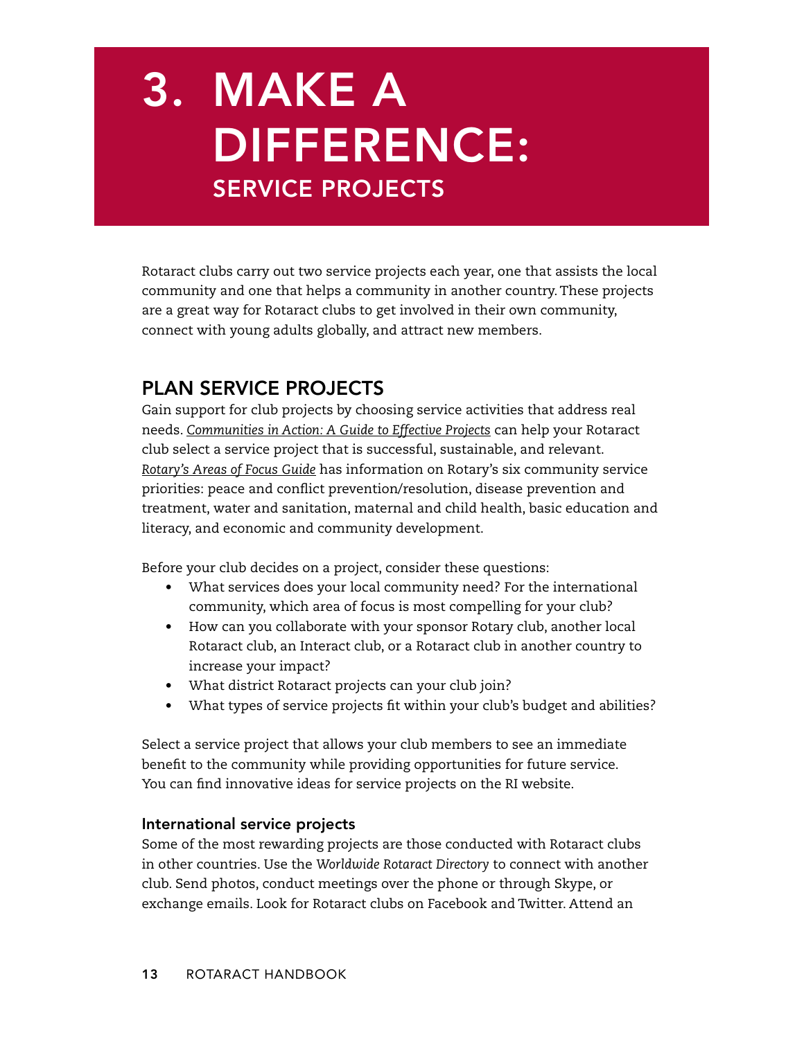# 3. MAKE A DIFFERENCE: SERVICE PROJECTS

Rotaract clubs carry out two service projects each year, one that assists the local community and one that helps a community in another country. These projects are a great way for Rotaract clubs to get involved in their own community, connect with young adults globally, and attract new members.

## PLAN SERVICE PROJECTS

Gain support for club projects by choosing service activities that address real needs. *Communities in Action: A Guide to Effective Projects* can help your Rotaract club select a service project that is successful, sustainable, and relevant. *Rotary's Areas of Focus Guide* has information on Rotary's six community service priorities: peace and conflict prevention/resolution, disease prevention and treatment, water and sanitation, maternal and child health, basic education and literacy, and economic and community development.

Before your club decides on a project, consider these questions:

- What services does your local community need? For the international community, which area of focus is most compelling for your club?
- How can you collaborate with your sponsor Rotary club, another local Rotaract club, an Interact club, or a Rotaract club in another country to increase your impact?
- What district Rotaract projects can your club join?
- What types of service projects fit within your club's budget and abilities?

Select a service project that allows your club members to see an immediate benefit to the community while providing opportunities for future service. You can find innovative ideas for service projects on the RI website.

### International service projects

Some of the most rewarding projects are those conducted with Rotaract clubs in other countries. Use the *Worldwide Rotaract Directory* to connect with another club. Send photos, conduct meetings over the phone or through Skype, or exchange emails. Look for Rotaract clubs on Facebook and Twitter. Attend an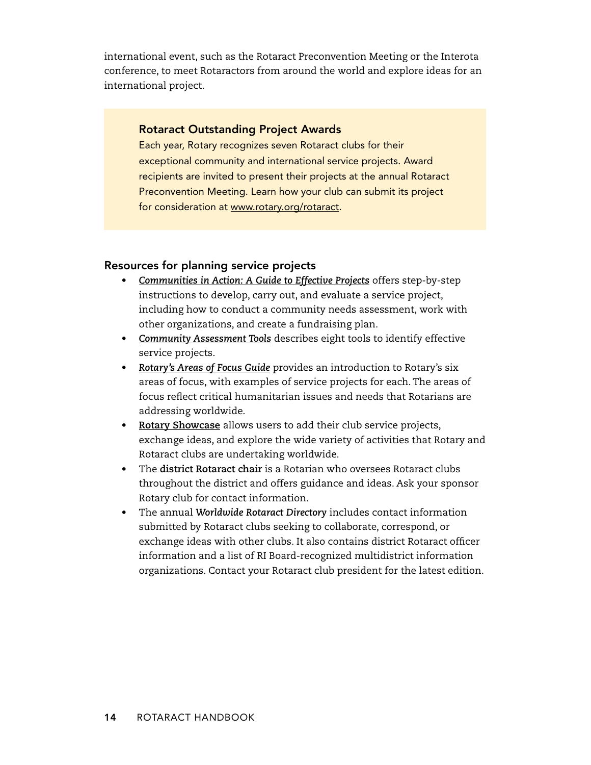international event, such as the Rotaract Preconvention Meeting or the Interota conference, to meet Rotaractors from around the world and explore ideas for an international project.

### Rotaract Outstanding Project Awards

Each year, Rotary recognizes seven Rotaract clubs for their exceptional community and international service projects. Award recipients are invited to present their projects at the annual Rotaract Preconvention Meeting. Learn how your club can submit its project for consideration at www.rotary.org/rotaract.

### Resources for planning service projects

- ***Communities in Action: A Guide to Effective Projects*** offers step-by-step instructions to develop, carry out, and evaluate a service project, including how to conduct a community needs assessment, work with other organizations, and create a fundraising plan.
- ***Community Assessment Tools*** describes eight tools to identify effective service projects.
- ***Rotary's Areas of Focus Guide*** provides an introduction to Rotary's six areas of focus, with examples of service projects for each. The areas of focus reflect critical humanitarian issues and needs that Rotarians are addressing worldwide.
- **Rotary Showcase** allows users to add their club service projects, exchange ideas, and explore the wide variety of activities that Rotary and Rotaract clubs are undertaking worldwide.
- The **district Rotaract chair** is a Rotarian who oversees Rotaract clubs throughout the district and offers guidance and ideas. Ask your sponsor Rotary club for contact information.
- The annual ***Worldwide Rotaract Directory*** includes contact information submitted by Rotaract clubs seeking to collaborate, correspond, or exchange ideas with other clubs. It also contains district Rotaract officer information and a list of RI Board-recognized multidistrict information organizations. Contact your Rotaract club president for the latest edition.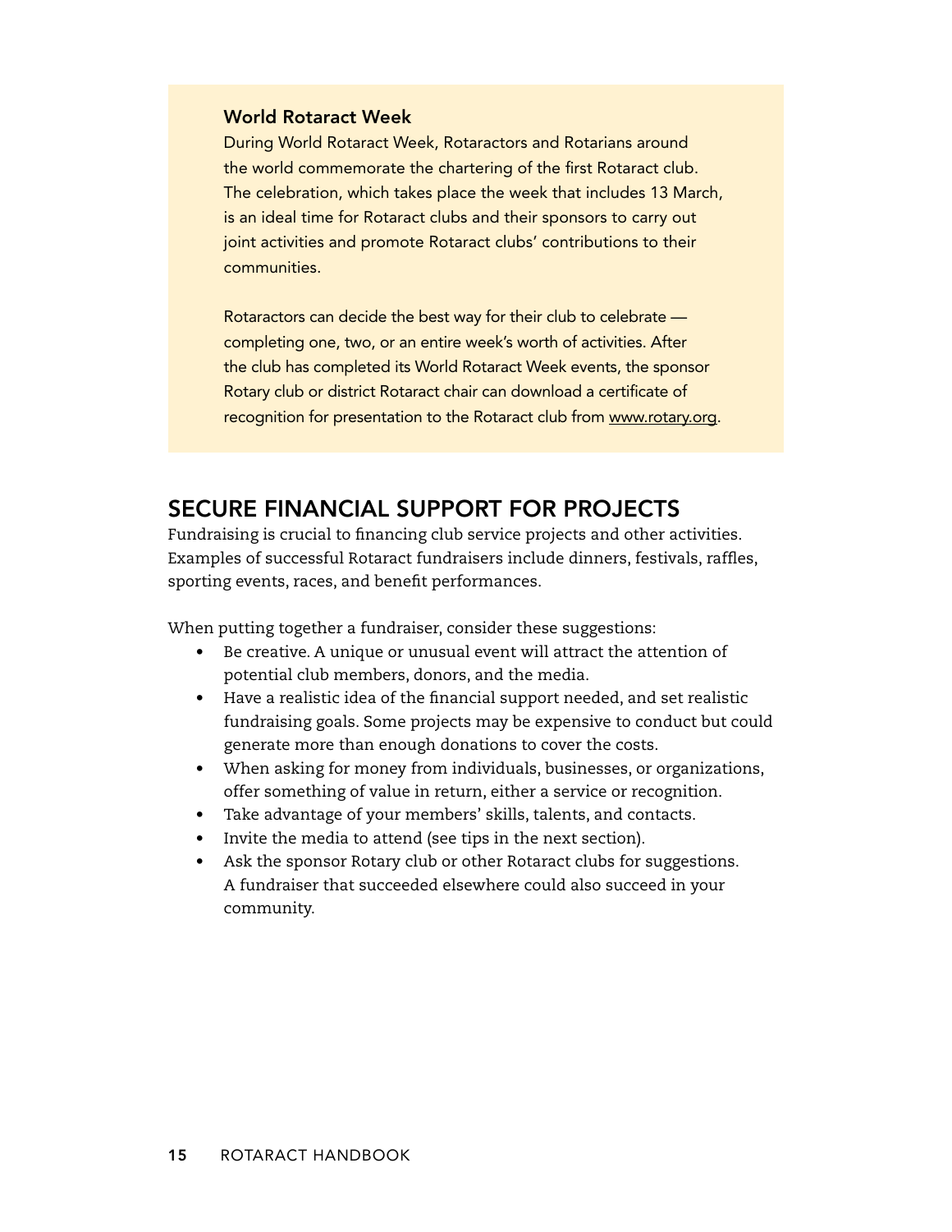### World Rotaract Week

During World Rotaract Week, Rotaractors and Rotarians around the world commemorate the chartering of the first Rotaract club. The celebration, which takes place the week that includes 13 March, is an ideal time for Rotaract clubs and their sponsors to carry out joint activities and promote Rotaract clubs' contributions to their communities.

Rotaractors can decide the best way for their club to celebrate — completing one, two, or an entire week's worth of activities. After the club has completed its World Rotaract Week events, the sponsor Rotary club or district Rotaract chair can download a certificate of recognition for presentation to the Rotaract club from www.rotary.org.

## SECURE FINANCIAL SUPPORT FOR PROJECTS

Fundraising is crucial to financing club service projects and other activities. Examples of successful Rotaract fundraisers include dinners, festivals, raffles, sporting events, races, and benefit performances.

When putting together a fundraiser, consider these suggestions:

- Be creative. A unique or unusual event will attract the attention of potential club members, donors, and the media.
- Have a realistic idea of the financial support needed, and set realistic fundraising goals. Some projects may be expensive to conduct but could generate more than enough donations to cover the costs.
- When asking for money from individuals, businesses, or organizations, offer something of value in return, either a service or recognition.
- Take advantage of your members' skills, talents, and contacts.
- Invite the media to attend (see tips in the next section).
- Ask the sponsor Rotary club or other Rotaract clubs for suggestions. A fundraiser that succeeded elsewhere could also succeed in your community.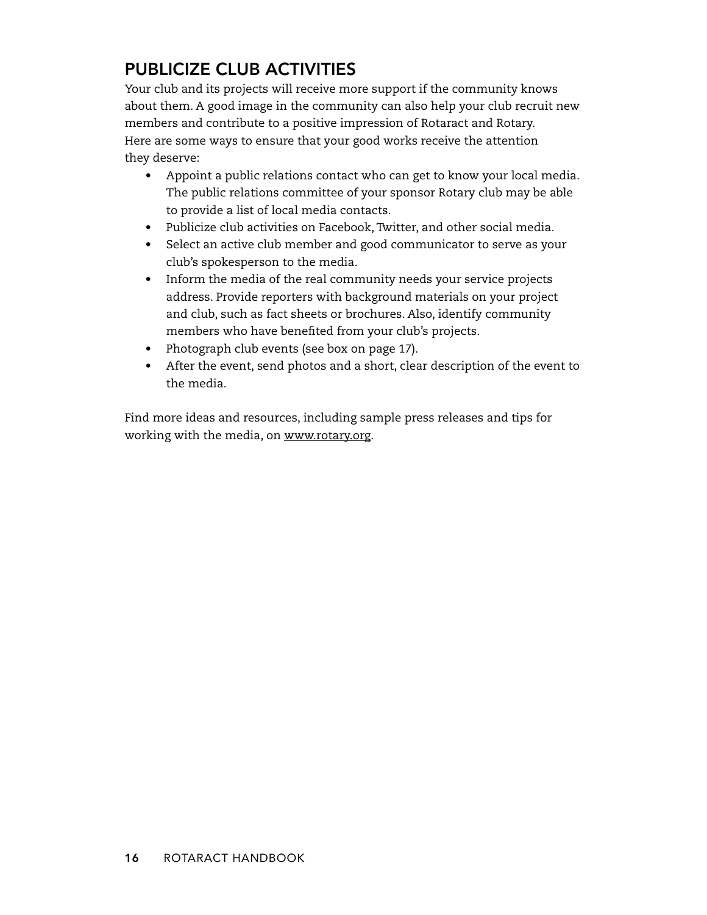## PUBLICIZE CLUB ACTIVITIES

Your club and its projects will receive more support if the community knows about them. A good image in the community can also help your club recruit new members and contribute to a positive impression of Rotaract and Rotary. Here are some ways to ensure that your good works receive the attention they deserve:

- Appoint a public relations contact who can get to know your local media. The public relations committee of your sponsor Rotary club may be able to provide a list of local media contacts.
- Publicize club activities on Facebook, Twitter, and other social media.
- Select an active club member and good communicator to serve as your club's spokesperson to the media.
- Inform the media of the real community needs your service projects address. Provide reporters with background materials on your project and club, such as fact sheets or brochures. Also, identify community members who have benefited from your club's projects.
- Photograph club events (see box on page 17).
- After the event, send photos and a short, clear description of the event to the media.

Find more ideas and resources, including sample press releases and tips for working with the media, on www.rotary.org.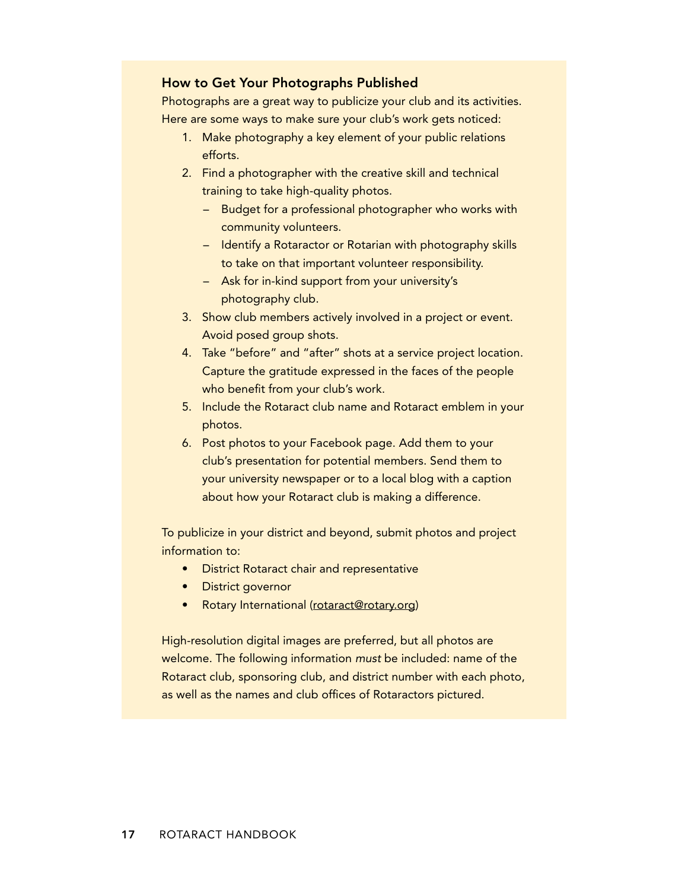### How to Get Your Photographs Published

Photographs are a great way to publicize your club and its activities. Here are some ways to make sure your club's work gets noticed:

1. Make photography a key element of your public relations efforts.
2. Find a photographer with the creative skill and technical training to take high-quality photos.
   - Budget for a professional photographer who works with community volunteers.
   - Identify a Rotaractor or Rotarian with photography skills to take on that important volunteer responsibility.
   - Ask for in-kind support from your university's photography club.
3. Show club members actively involved in a project or event. Avoid posed group shots.
4. Take "before" and "after" shots at a service project location. Capture the gratitude expressed in the faces of the people who benefit from your club's work.
5. Include the Rotaract club name and Rotaract emblem in your photos.
6. Post photos to your Facebook page. Add them to your club's presentation for potential members. Send them to your university newspaper or to a local blog with a caption about how your Rotaract club is making a difference.

To publicize in your district and beyond, submit photos and project information to:

- District Rotaract chair and representative
- District governor
- Rotary International (rotaract@rotary.org)

High-resolution digital images are preferred, but all photos are welcome. The following information *must* be included: name of the Rotaract club, sponsoring club, and district number with each photo, as well as the names and club offices of Rotaractors pictured.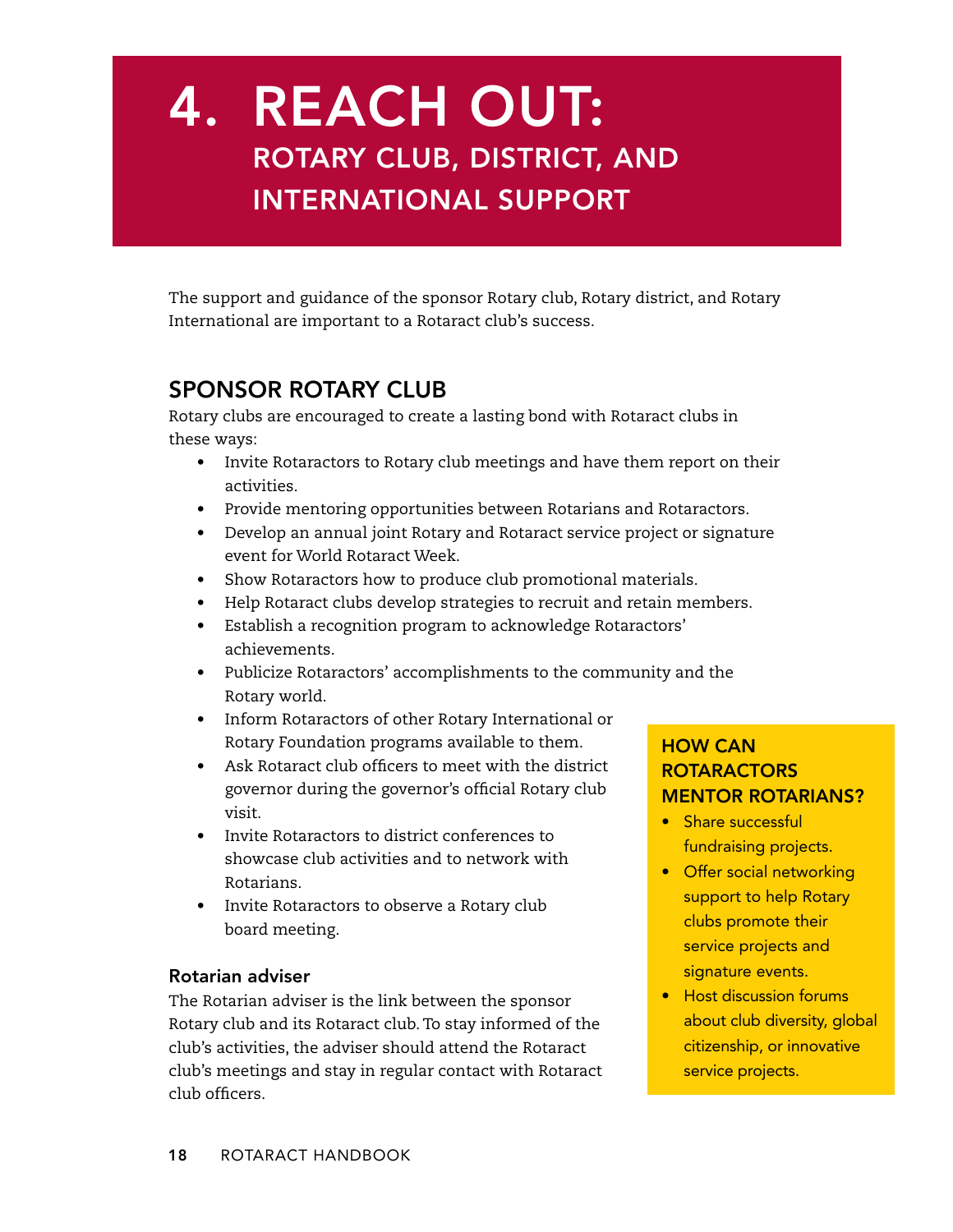# 4. REACH OUT: ROTARY CLUB, DISTRICT, AND INTERNATIONAL SUPPORT

The support and guidance of the sponsor Rotary club, Rotary district, and Rotary International are important to a Rotaract club's success.

## SPONSOR ROTARY CLUB

Rotary clubs are encouraged to create a lasting bond with Rotaract clubs in these ways:

- Invite Rotaractors to Rotary club meetings and have them report on their activities.
- Provide mentoring opportunities between Rotarians and Rotaractors.
- Develop an annual joint Rotary and Rotaract service project or signature event for World Rotaract Week.
- Show Rotaractors how to produce club promotional materials.
- Help Rotaract clubs develop strategies to recruit and retain members.
- Establish a recognition program to acknowledge Rotaractors' achievements.
- Publicize Rotaractors' accomplishments to the community and the Rotary world.
- Inform Rotaractors of other Rotary International or Rotary Foundation programs available to them.
- Ask Rotaract club officers to meet with the district governor during the governor's official Rotary club visit.
- Invite Rotaractors to district conferences to showcase club activities and to network with Rotarians.
- Invite Rotaractors to observe a Rotary club board meeting.

### Rotarian adviser

The Rotarian adviser is the link between the sponsor Rotary club and its Rotaract club. To stay informed of the club's activities, the adviser should attend the Rotaract club's meetings and stay in regular contact with Rotaract club officers.

### HOW CAN ROTARACTORS MENTOR ROTARIANS?

- Share successful fundraising projects.
- Offer social networking support to help Rotary clubs promote their service projects and signature events.
- Host discussion forums about club diversity, global citizenship, or innovative service projects.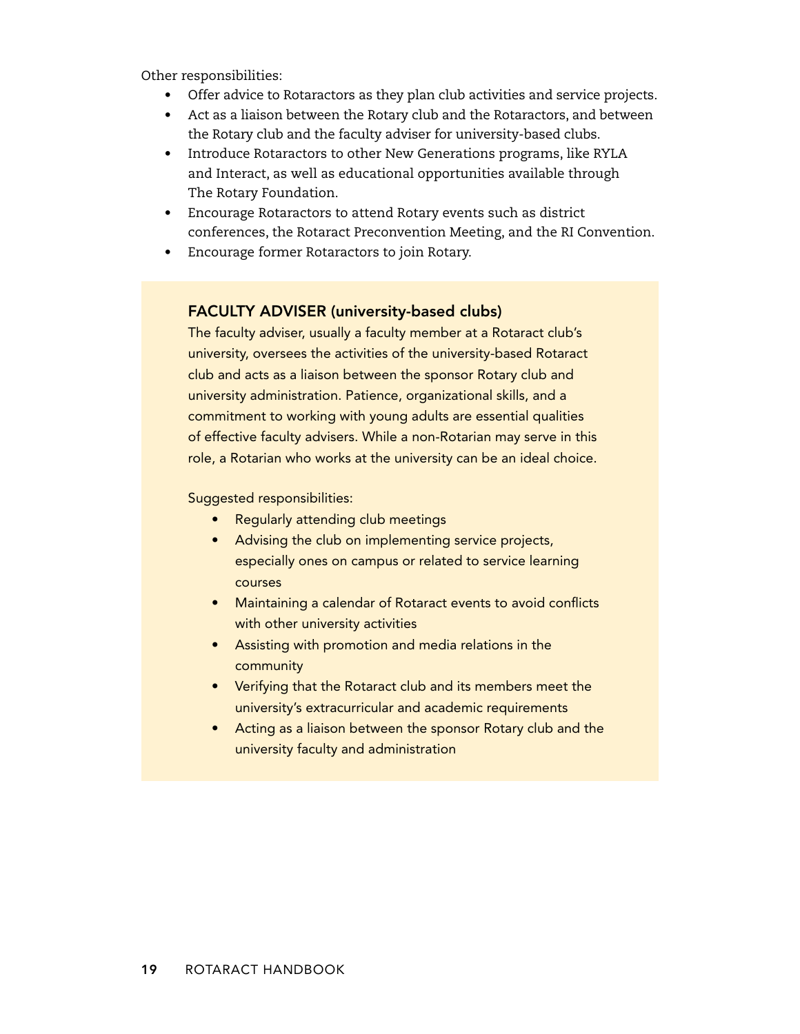Other responsibilities:

- Offer advice to Rotaractors as they plan club activities and service projects.
- Act as a liaison between the Rotary club and the Rotaractors, and between the Rotary club and the faculty adviser for university-based clubs.
- Introduce Rotaractors to other New Generations programs, like RYLA and Interact, as well as educational opportunities available through The Rotary Foundation.
- Encourage Rotaractors to attend Rotary events such as district conferences, the Rotaract Preconvention Meeting, and the RI Convention.
- Encourage former Rotaractors to join Rotary.

### FACULTY ADVISER (university-based clubs)

The faculty adviser, usually a faculty member at a Rotaract club's university, oversees the activities of the university-based Rotaract club and acts as a liaison between the sponsor Rotary club and university administration. Patience, organizational skills, and a commitment to working with young adults are essential qualities of effective faculty advisers. While a non-Rotarian may serve in this role, a Rotarian who works at the university can be an ideal choice.

Suggested responsibilities:

- Regularly attending club meetings
- Advising the club on implementing service projects, especially ones on campus or related to service learning courses
- Maintaining a calendar of Rotaract events to avoid conflicts with other university activities
- Assisting with promotion and media relations in the community
- Verifying that the Rotaract club and its members meet the university's extracurricular and academic requirements
- Acting as a liaison between the sponsor Rotary club and the university faculty and administration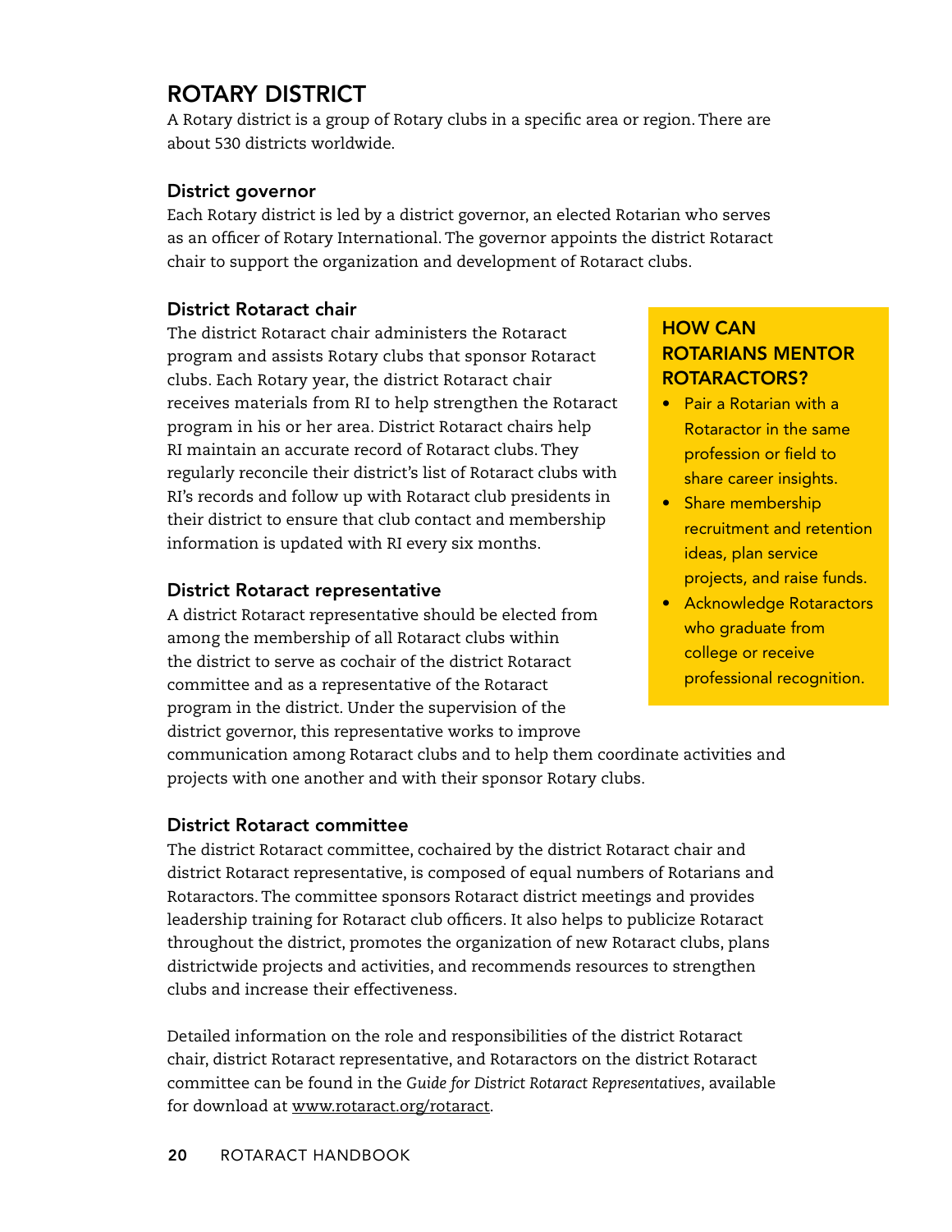## ROTARY DISTRICT

A Rotary district is a group of Rotary clubs in a specific area or region. There are about 530 districts worldwide.

### District governor

Each Rotary district is led by a district governor, an elected Rotarian who serves as an officer of Rotary International. The governor appoints the district Rotaract chair to support the organization and development of Rotaract clubs.

### District Rotaract chair

The district Rotaract chair administers the Rotaract program and assists Rotary clubs that sponsor Rotaract clubs. Each Rotary year, the district Rotaract chair receives materials from RI to help strengthen the Rotaract program in his or her area. District Rotaract chairs help RI maintain an accurate record of Rotaract clubs. They regularly reconcile their district's list of Rotaract clubs with RI's records and follow up with Rotaract club presidents in their district to ensure that club contact and membership information is updated with RI every six months.

### District Rotaract representative

A district Rotaract representative should be elected from among the membership of all Rotaract clubs within the district to serve as cochair of the district Rotaract committee and as a representative of the Rotaract program in the district. Under the supervision of the district governor, this representative works to improve communication among Rotaract clubs and to help them coordinate activities and projects with one another and with their sponsor Rotary clubs.

### HOW CAN ROTARIANS MENTOR ROTARACTORS?

- Pair a Rotarian with a Rotaractor in the same profession or field to share career insights.
- Share membership recruitment and retention ideas, plan service projects, and raise funds.
- Acknowledge Rotaractors who graduate from college or receive professional recognition.

### District Rotaract committee

The district Rotaract committee, cochaired by the district Rotaract chair and district Rotaract representative, is composed of equal numbers of Rotarians and Rotaractors. The committee sponsors Rotaract district meetings and provides leadership training for Rotaract club officers. It also helps to publicize Rotaract throughout the district, promotes the organization of new Rotaract clubs, plans districtwide projects and activities, and recommends resources to strengthen clubs and increase their effectiveness.

Detailed information on the role and responsibilities of the district Rotaract chair, district Rotaract representative, and Rotaractors on the district Rotaract committee can be found in the *Guide for District Rotaract Representatives*, available for download at www.rotaract.org/rotaract.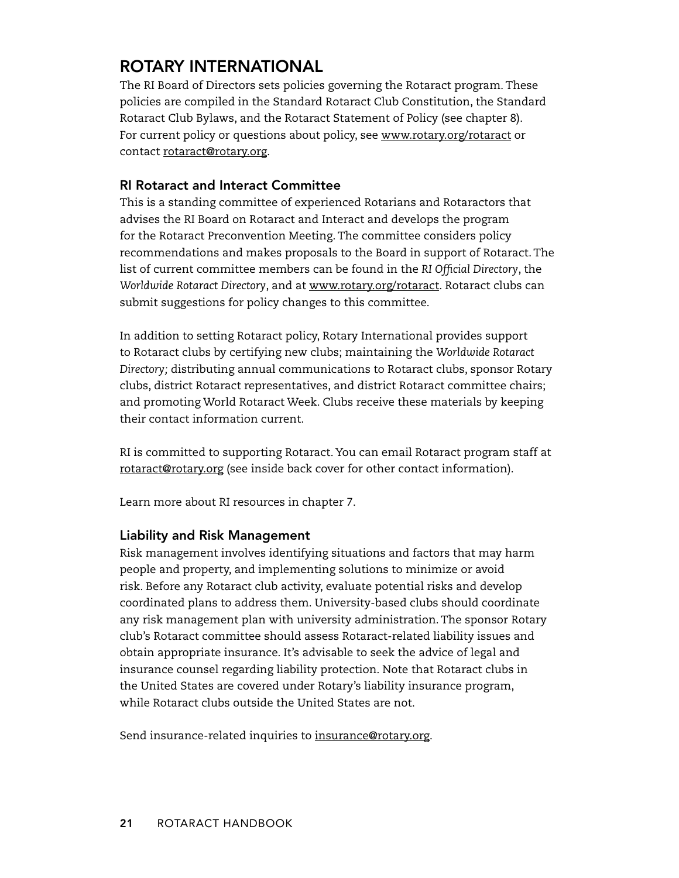## ROTARY INTERNATIONAL

The RI Board of Directors sets policies governing the Rotaract program. These policies are compiled in the Standard Rotaract Club Constitution, the Standard Rotaract Club Bylaws, and the Rotaract Statement of Policy (see chapter 8). For current policy or questions about policy, see www.rotary.org/rotaract or contact rotaract@rotary.org.

### RI Rotaract and Interact Committee

This is a standing committee of experienced Rotarians and Rotaractors that advises the RI Board on Rotaract and Interact and develops the program for the Rotaract Preconvention Meeting. The committee considers policy recommendations and makes proposals to the Board in support of Rotaract. The list of current committee members can be found in the *RI Official Directory*, the *Worldwide Rotaract Directory*, and at www.rotary.org/rotaract. Rotaract clubs can submit suggestions for policy changes to this committee.

In addition to setting Rotaract policy, Rotary International provides support to Rotaract clubs by certifying new clubs; maintaining the *Worldwide Rotaract Directory;* distributing annual communications to Rotaract clubs, sponsor Rotary clubs, district Rotaract representatives, and district Rotaract committee chairs; and promoting World Rotaract Week. Clubs receive these materials by keeping their contact information current.

RI is committed to supporting Rotaract. You can email Rotaract program staff at rotaract@rotary.org (see inside back cover for other contact information).

Learn more about RI resources in chapter 7.

### Liability and Risk Management

Risk management involves identifying situations and factors that may harm people and property, and implementing solutions to minimize or avoid risk. Before any Rotaract club activity, evaluate potential risks and develop coordinated plans to address them. University-based clubs should coordinate any risk management plan with university administration. The sponsor Rotary club's Rotaract committee should assess Rotaract-related liability issues and obtain appropriate insurance. It's advisable to seek the advice of legal and insurance counsel regarding liability protection. Note that Rotaract clubs in the United States are covered under Rotary's liability insurance program, while Rotaract clubs outside the United States are not.

Send insurance-related inquiries to insurance@rotary.org.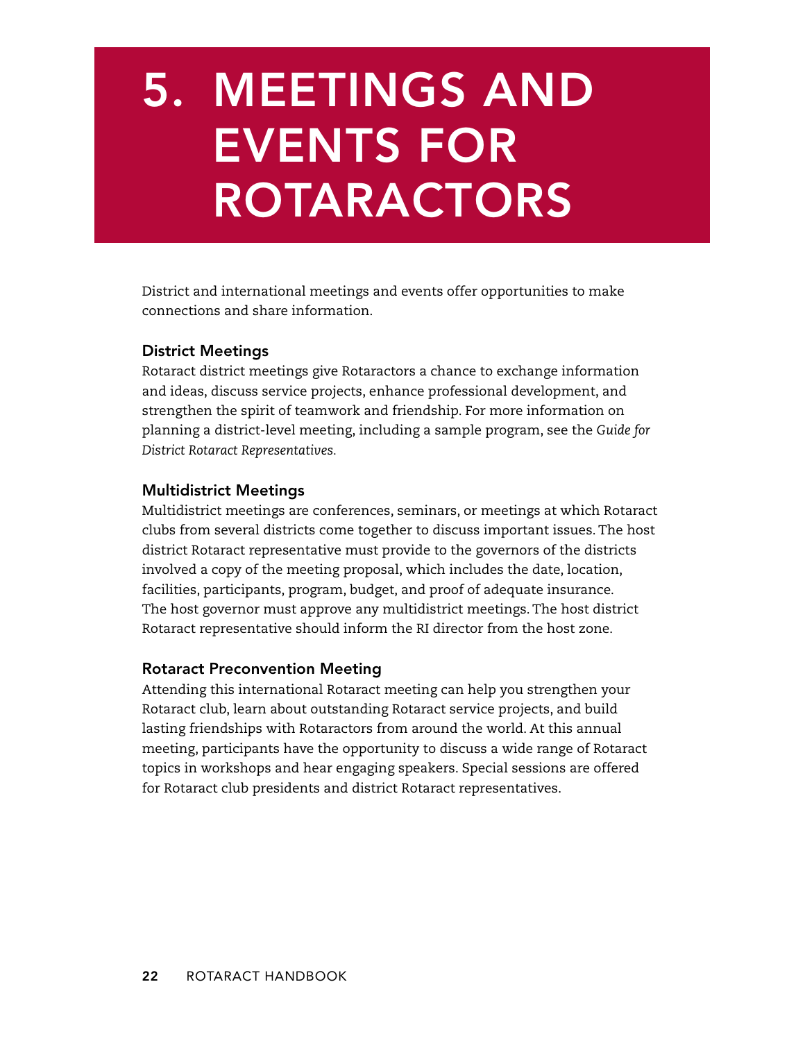# 5. MEETINGS AND EVENTS FOR ROTARACTORS

District and international meetings and events offer opportunities to make connections and share information.

### District Meetings

Rotaract district meetings give Rotaractors a chance to exchange information and ideas, discuss service projects, enhance professional development, and strengthen the spirit of teamwork and friendship. For more information on planning a district-level meeting, including a sample program, see the *Guide for District Rotaract Representatives*.

### Multidistrict Meetings

Multidistrict meetings are conferences, seminars, or meetings at which Rotaract clubs from several districts come together to discuss important issues. The host district Rotaract representative must provide to the governors of the districts involved a copy of the meeting proposal, which includes the date, location, facilities, participants, program, budget, and proof of adequate insurance. The host governor must approve any multidistrict meetings. The host district Rotaract representative should inform the RI director from the host zone.

### Rotaract Preconvention Meeting

Attending this international Rotaract meeting can help you strengthen your Rotaract club, learn about outstanding Rotaract service projects, and build lasting friendships with Rotaractors from around the world. At this annual meeting, participants have the opportunity to discuss a wide range of Rotaract topics in workshops and hear engaging speakers. Special sessions are offered for Rotaract club presidents and district Rotaract representatives.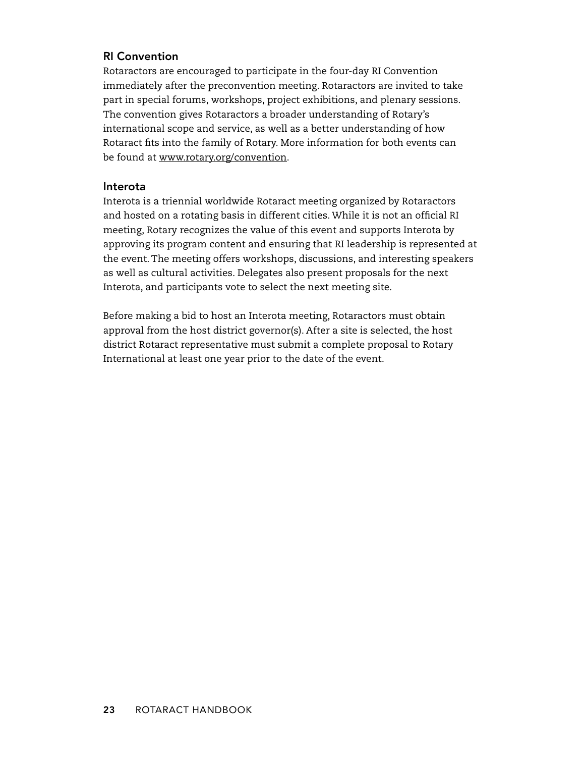### RI Convention

Rotaractors are encouraged to participate in the four-day RI Convention immediately after the preconvention meeting. Rotaractors are invited to take part in special forums, workshops, project exhibitions, and plenary sessions. The convention gives Rotaractors a broader understanding of Rotary's international scope and service, as well as a better understanding of how Rotaract fits into the family of Rotary. More information for both events can be found at www.rotary.org/convention.

### Interota

Interota is a triennial worldwide Rotaract meeting organized by Rotaractors and hosted on a rotating basis in different cities. While it is not an official RI meeting, Rotary recognizes the value of this event and supports Interota by approving its program content and ensuring that RI leadership is represented at the event. The meeting offers workshops, discussions, and interesting speakers as well as cultural activities. Delegates also present proposals for the next Interota, and participants vote to select the next meeting site.

Before making a bid to host an Interota meeting, Rotaractors must obtain approval from the host district governor(s). After a site is selected, the host district Rotaract representative must submit a complete proposal to Rotary International at least one year prior to the date of the event.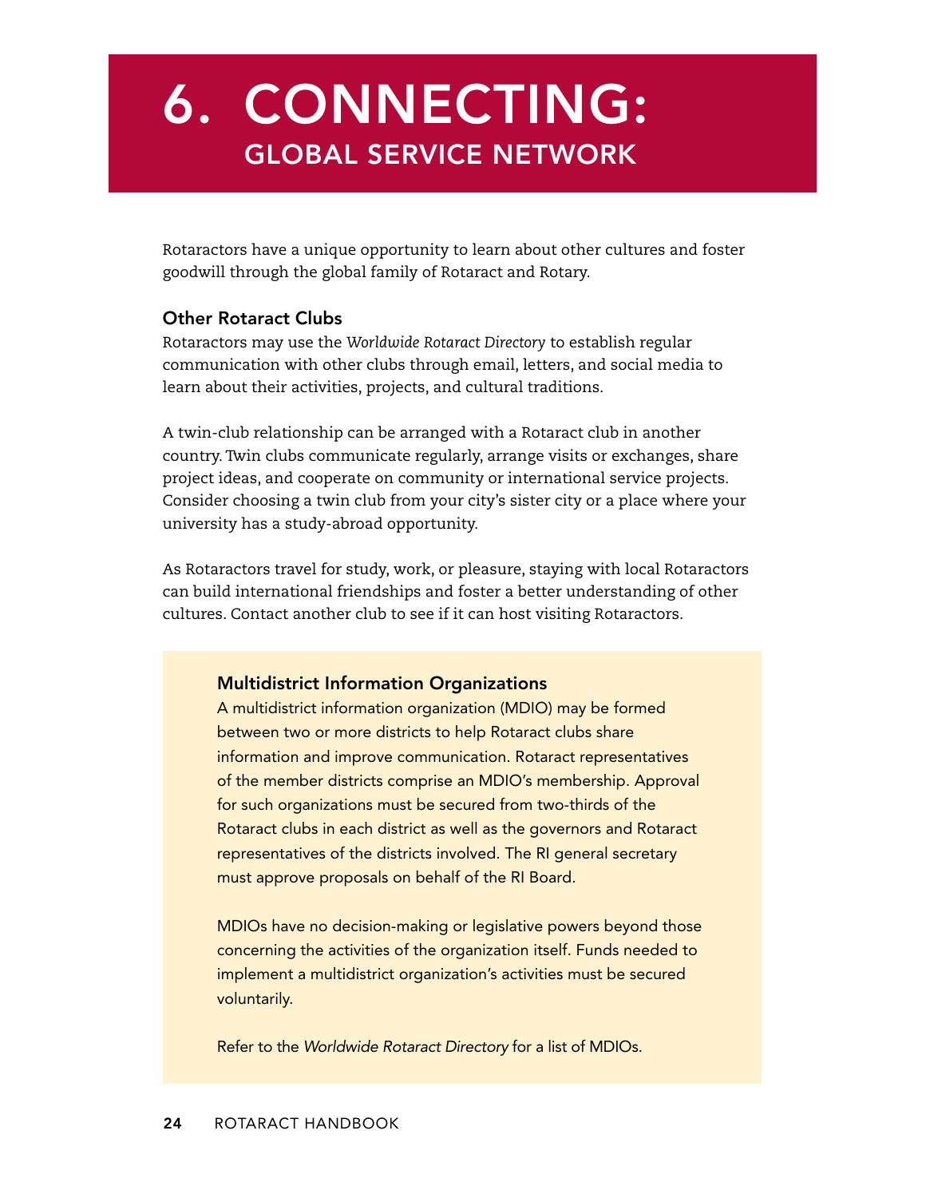# 6. CONNECTING: GLOBAL SERVICE NETWORK

Rotaractors have a unique opportunity to learn about other cultures and foster goodwill through the global family of Rotaract and Rotary.

### Other Rotaract Clubs

Rotaractors may use the *Worldwide Rotaract Directory* to establish regular communication with other clubs through email, letters, and social media to learn about their activities, projects, and cultural traditions.

A twin-club relationship can be arranged with a Rotaract club in another country. Twin clubs communicate regularly, arrange visits or exchanges, share project ideas, and cooperate on community or international service projects. Consider choosing a twin club from your city's sister city or a place where your university has a study-abroad opportunity.

As Rotaractors travel for study, work, or pleasure, staying with local Rotaractors can build international friendships and foster a better understanding of other cultures. Contact another club to see if it can host visiting Rotaractors.

### Multidistrict Information Organizations

A multidistrict information organization (MDIO) may be formed between two or more districts to help Rotaract clubs share information and improve communication. Rotaract representatives of the member districts comprise an MDIO's membership. Approval for such organizations must be secured from two-thirds of the Rotaract clubs in each district as well as the governors and Rotaract representatives of the districts involved. The RI general secretary must approve proposals on behalf of the RI Board.

MDIOs have no decision-making or legislative powers beyond those concerning the activities of the organization itself. Funds needed to implement a multidistrict organization's activities must be secured voluntarily.

Refer to the *Worldwide Rotaract Directory* for a list of MDIOs.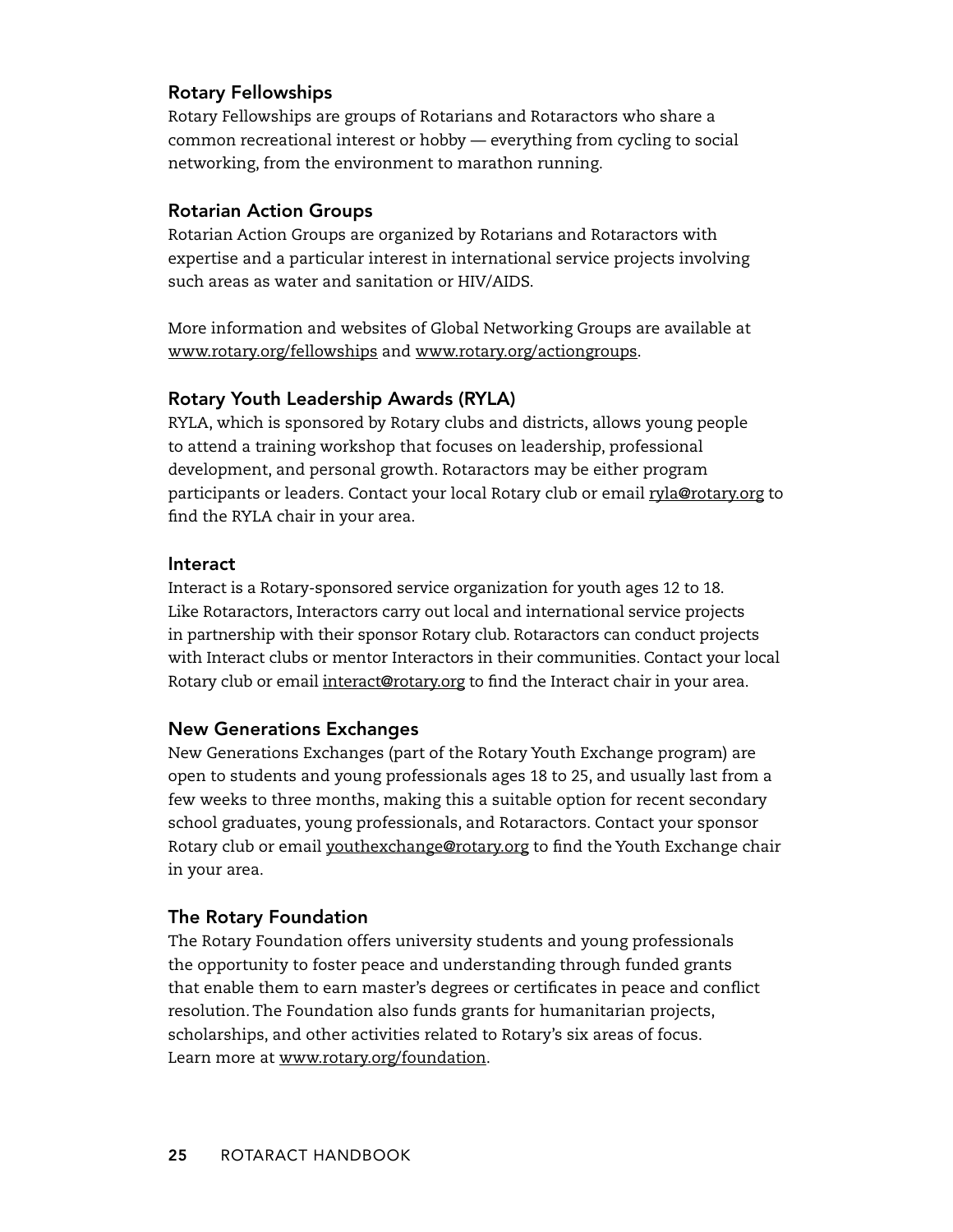### Rotary Fellowships

Rotary Fellowships are groups of Rotarians and Rotaractors who share a common recreational interest or hobby — everything from cycling to social networking, from the environment to marathon running.

### Rotarian Action Groups

Rotarian Action Groups are organized by Rotarians and Rotaractors with expertise and a particular interest in international service projects involving such areas as water and sanitation or HIV/AIDS.

More information and websites of Global Networking Groups are available at www.rotary.org/fellowships and www.rotary.org/actiongroups.

### Rotary Youth Leadership Awards (RYLA)

RYLA, which is sponsored by Rotary clubs and districts, allows young people to attend a training workshop that focuses on leadership, professional development, and personal growth. Rotaractors may be either program participants or leaders. Contact your local Rotary club or email ryla@rotary.org to find the RYLA chair in your area.

### Interact

Interact is a Rotary-sponsored service organization for youth ages 12 to 18. Like Rotaractors, Interactors carry out local and international service projects in partnership with their sponsor Rotary club. Rotaractors can conduct projects with Interact clubs or mentor Interactors in their communities. Contact your local Rotary club or email interact@rotary.org to find the Interact chair in your area.

### New Generations Exchanges

New Generations Exchanges (part of the Rotary Youth Exchange program) are open to students and young professionals ages 18 to 25, and usually last from a few weeks to three months, making this a suitable option for recent secondary school graduates, young professionals, and Rotaractors. Contact your sponsor Rotary club or email youthexchange@rotary.org to find the Youth Exchange chair in your area.

### The Rotary Foundation

The Rotary Foundation offers university students and young professionals the opportunity to foster peace and understanding through funded grants that enable them to earn master's degrees or certificates in peace and conflict resolution. The Foundation also funds grants for humanitarian projects, scholarships, and other activities related to Rotary's six areas of focus. Learn more at www.rotary.org/foundation.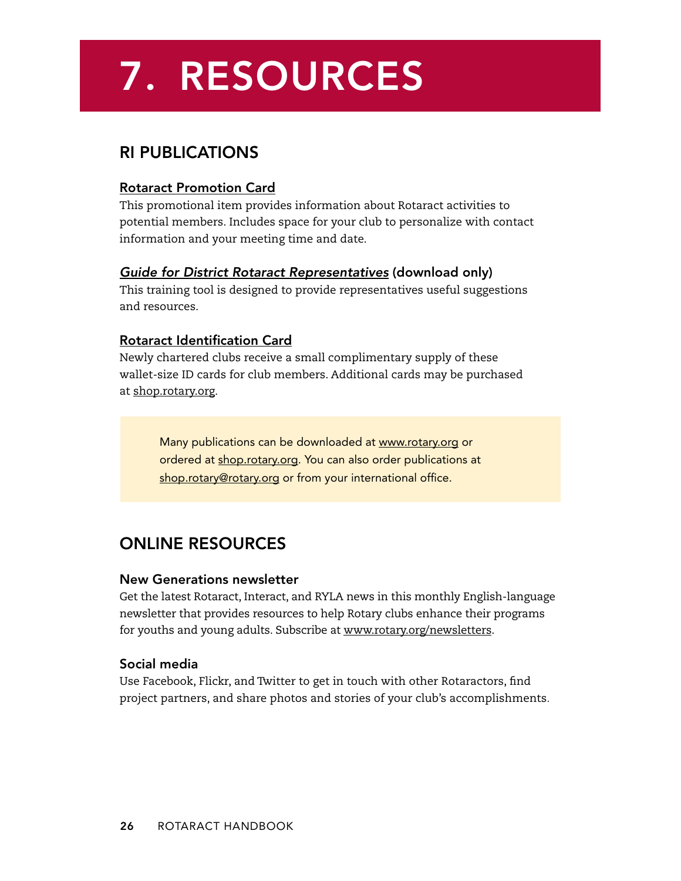# 7. RESOURCES

## RI PUBLICATIONS

### Rotaract Promotion Card

This promotional item provides information about Rotaract activities to potential members. Includes space for your club to personalize with contact information and your meeting time and date.

### *Guide for District Rotaract Representatives* (download only)

This training tool is designed to provide representatives useful suggestions and resources.

### Rotaract Identification Card

Newly chartered clubs receive a small complimentary supply of these wallet-size ID cards for club members. Additional cards may be purchased at shop.rotary.org.

> Many publications can be downloaded at www.rotary.org or ordered at shop.rotary.org. You can also order publications at shop.rotary@rotary.org or from your international office.

## ONLINE RESOURCES

### New Generations newsletter

Get the latest Rotaract, Interact, and RYLA news in this monthly English-language newsletter that provides resources to help Rotary clubs enhance their programs for youths and young adults. Subscribe at www.rotary.org/newsletters.

### Social media

Use Facebook, Flickr, and Twitter to get in touch with other Rotaractors, find project partners, and share photos and stories of your club's accomplishments.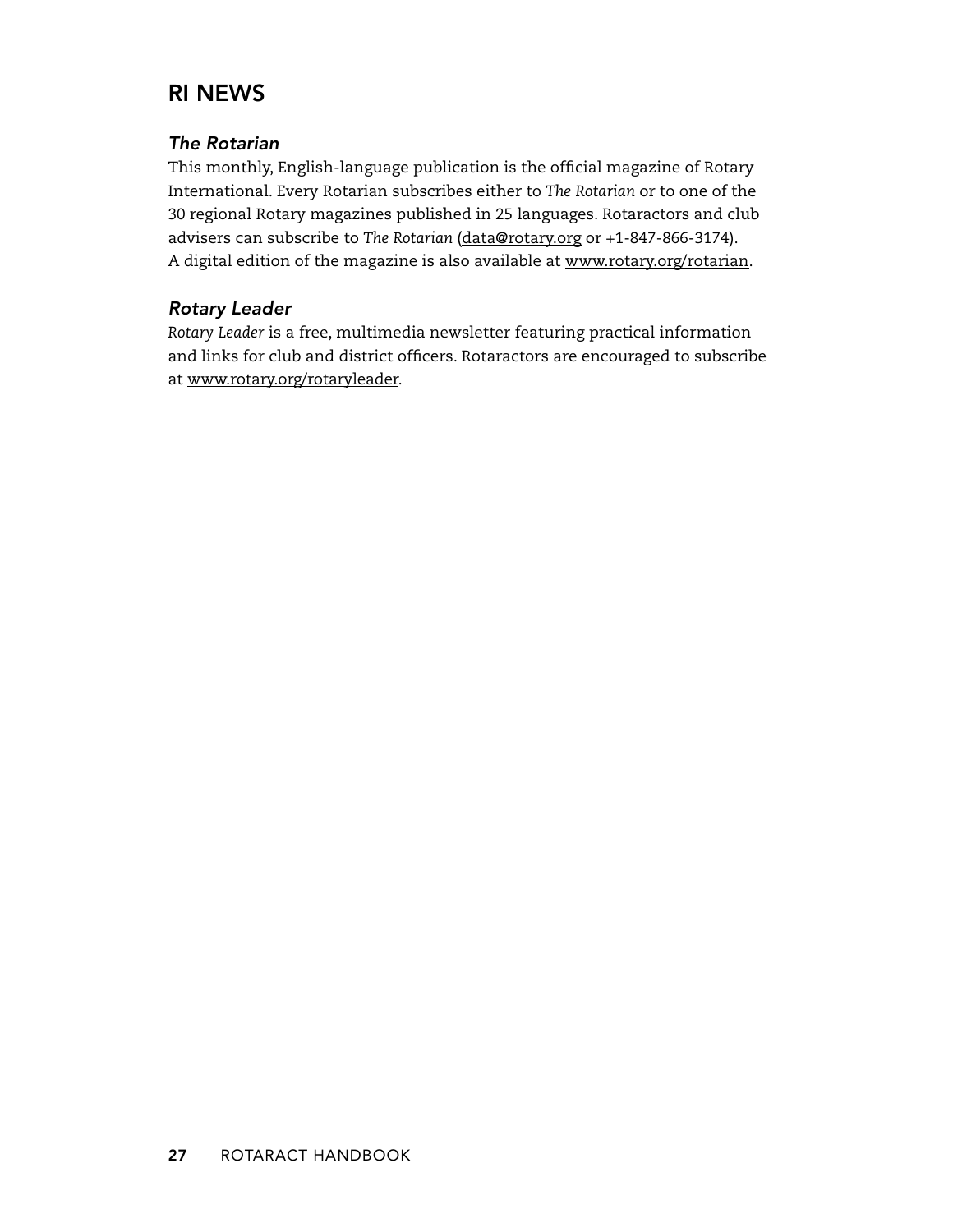## RI NEWS

### *The Rotarian*

This monthly, English-language publication is the official magazine of Rotary International. Every Rotarian subscribes either to *The Rotarian* or to one of the 30 regional Rotary magazines published in 25 languages. Rotaractors and club advisers can subscribe to *The Rotarian* (data@rotary.org or +1-847-866-3174). A digital edition of the magazine is also available at www.rotary.org/rotarian.

### *Rotary Leader*

*Rotary Leader* is a free, multimedia newsletter featuring practical information and links for club and district officers. Rotaractors are encouraged to subscribe at www.rotary.org/rotaryleader.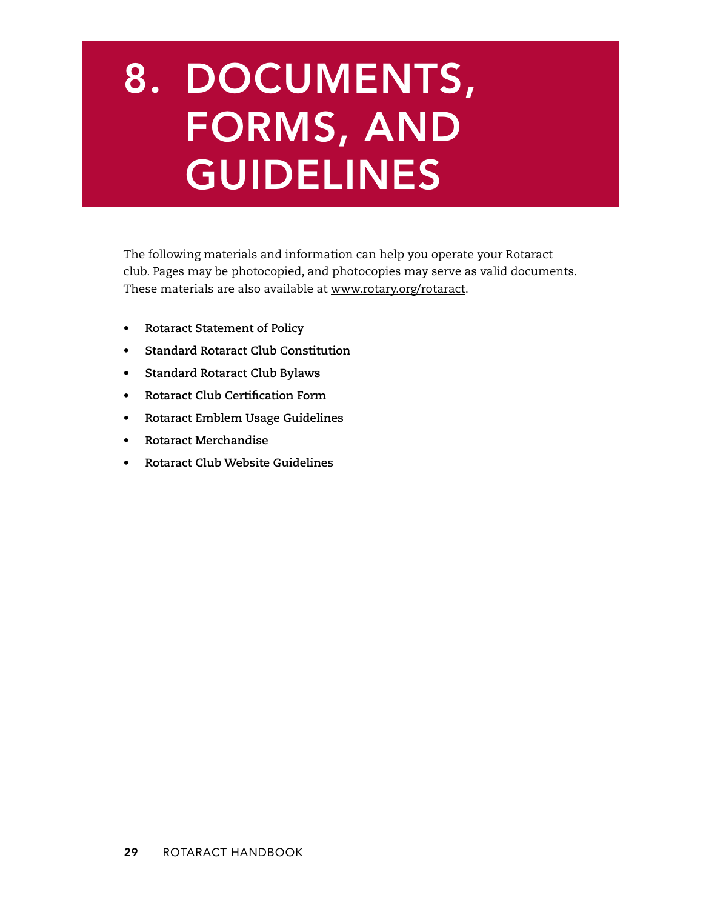# 8. DOCUMENTS, FORMS, AND GUIDELINES

The following materials and information can help you operate your Rotaract club. Pages may be photocopied, and photocopies may serve as valid documents. These materials are also available at www.rotary.org/rotaract.

- **Rotaract Statement of Policy**
- **Standard Rotaract Club Constitution**
- **Standard Rotaract Club Bylaws**
- **Rotaract Club Certification Form**
- **Rotaract Emblem Usage Guidelines**
- **Rotaract Merchandise**
- **Rotaract Club Website Guidelines**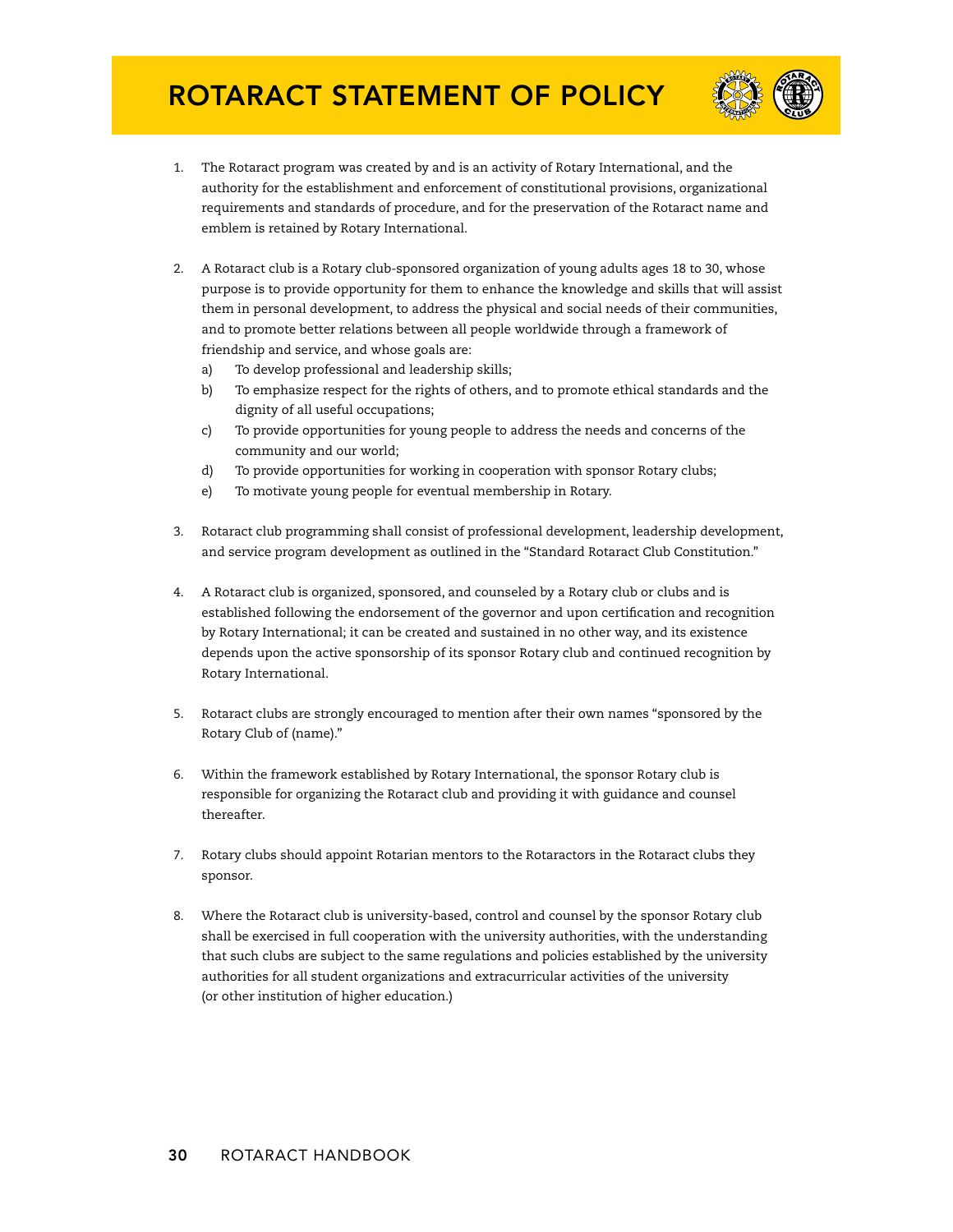# ROTARACT STATEMENT OF POLICY

1. The Rotaract program was created by and is an activity of Rotary International, and the authority for the establishment and enforcement of constitutional provisions, organizational requirements and standards of procedure, and for the preservation of the Rotaract name and emblem is retained by Rotary International.

2. A Rotaract club is a Rotary club-sponsored organization of young adults ages 18 to 30, whose purpose is to provide opportunity for them to enhance the knowledge and skills that will assist them in personal development, to address the physical and social needs of their communities, and to promote better relations between all people worldwide through a framework of friendship and service, and whose goals are:
   a) To develop professional and leadership skills;
   b) To emphasize respect for the rights of others, and to promote ethical standards and the dignity of all useful occupations;
   c) To provide opportunities for young people to address the needs and concerns of the community and our world;
   d) To provide opportunities for working in cooperation with sponsor Rotary clubs;
   e) To motivate young people for eventual membership in Rotary.

3. Rotaract club programming shall consist of professional development, leadership development, and service program development as outlined in the "Standard Rotaract Club Constitution."

4. A Rotaract club is organized, sponsored, and counseled by a Rotary club or clubs and is established following the endorsement of the governor and upon certification and recognition by Rotary International; it can be created and sustained in no other way, and its existence depends upon the active sponsorship of its sponsor Rotary club and continued recognition by Rotary International.

5. Rotaract clubs are strongly encouraged to mention after their own names "sponsored by the Rotary Club of (name)."

6. Within the framework established by Rotary International, the sponsor Rotary club is responsible for organizing the Rotaract club and providing it with guidance and counsel thereafter.

7. Rotary clubs should appoint Rotarian mentors to the Rotaractors in the Rotaract clubs they sponsor.

8. Where the Rotaract club is university-based, control and counsel by the sponsor Rotary club shall be exercised in full cooperation with the university authorities, with the understanding that such clubs are subject to the same regulations and policies established by the university authorities for all student organizations and extracurricular activities of the university (or other institution of higher education.)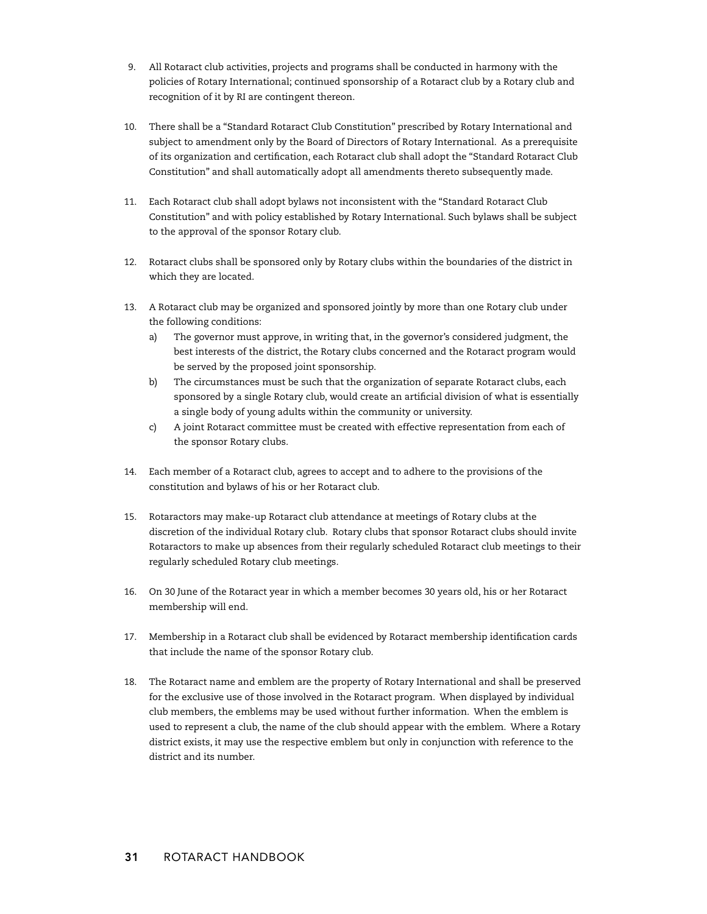9. All Rotaract club activities, projects and programs shall be conducted in harmony with the policies of Rotary International; continued sponsorship of a Rotaract club by a Rotary club and recognition of it by RI are contingent thereon.

10. There shall be a "Standard Rotaract Club Constitution" prescribed by Rotary International and subject to amendment only by the Board of Directors of Rotary International. As a prerequisite of its organization and certification, each Rotaract club shall adopt the "Standard Rotaract Club Constitution" and shall automatically adopt all amendments thereto subsequently made.

11. Each Rotaract club shall adopt bylaws not inconsistent with the "Standard Rotaract Club Constitution" and with policy established by Rotary International. Such bylaws shall be subject to the approval of the sponsor Rotary club.

12. Rotaract clubs shall be sponsored only by Rotary clubs within the boundaries of the district in which they are located.

13. A Rotaract club may be organized and sponsored jointly by more than one Rotary club under the following conditions:
    a) The governor must approve, in writing that, in the governor's considered judgment, the best interests of the district, the Rotary clubs concerned and the Rotaract program would be served by the proposed joint sponsorship.
    b) The circumstances must be such that the organization of separate Rotaract clubs, each sponsored by a single Rotary club, would create an artificial division of what is essentially a single body of young adults within the community or university.
    c) A joint Rotaract committee must be created with effective representation from each of the sponsor Rotary clubs.

14. Each member of a Rotaract club, agrees to accept and to adhere to the provisions of the constitution and bylaws of his or her Rotaract club.

15. Rotaractors may make-up Rotaract club attendance at meetings of Rotary clubs at the discretion of the individual Rotary club. Rotary clubs that sponsor Rotaract clubs should invite Rotaractors to make up absences from their regularly scheduled Rotaract club meetings to their regularly scheduled Rotary club meetings.

16. On 30 June of the Rotaract year in which a member becomes 30 years old, his or her Rotaract membership will end.

17. Membership in a Rotaract club shall be evidenced by Rotaract membership identification cards that include the name of the sponsor Rotary club.

18. The Rotaract name and emblem are the property of Rotary International and shall be preserved for the exclusive use of those involved in the Rotaract program. When displayed by individual club members, the emblems may be used without further information. When the emblem is used to represent a club, the name of the club should appear with the emblem. Where a Rotary district exists, it may use the respective emblem but only in conjunction with reference to the district and its number.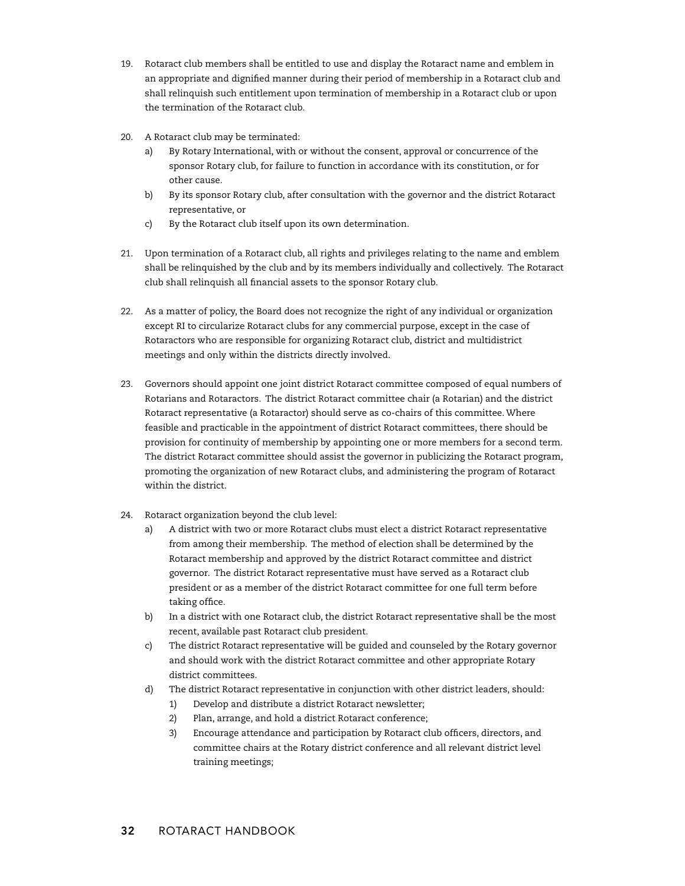19. Rotaract club members shall be entitled to use and display the Rotaract name and emblem in an appropriate and dignified manner during their period of membership in a Rotaract club and shall relinquish such entitlement upon termination of membership in a Rotaract club or upon the termination of the Rotaract club.

20. A Rotaract club may be terminated:
    a) By Rotary International, with or without the consent, approval or concurrence of the sponsor Rotary club, for failure to function in accordance with its constitution, or for other cause.
    b) By its sponsor Rotary club, after consultation with the governor and the district Rotaract representative, or
    c) By the Rotaract club itself upon its own determination.

21. Upon termination of a Rotaract club, all rights and privileges relating to the name and emblem shall be relinquished by the club and by its members individually and collectively. The Rotaract club shall relinquish all financial assets to the sponsor Rotary club.

22. As a matter of policy, the Board does not recognize the right of any individual or organization except RI to circularize Rotaract clubs for any commercial purpose, except in the case of Rotaractors who are responsible for organizing Rotaract club, district and multidistrict meetings and only within the districts directly involved.

23. Governors should appoint one joint district Rotaract committee composed of equal numbers of Rotarians and Rotaractors. The district Rotaract committee chair (a Rotarian) and the district Rotaract representative (a Rotaractor) should serve as co-chairs of this committee. Where feasible and practicable in the appointment of district Rotaract committees, there should be provision for continuity of membership by appointing one or more members for a second term. The district Rotaract committee should assist the governor in publicizing the Rotaract program, promoting the organization of new Rotaract clubs, and administering the program of Rotaract within the district.

24. Rotaract organization beyond the club level:
    a) A district with two or more Rotaract clubs must elect a district Rotaract representative from among their membership. The method of election shall be determined by the Rotaract membership and approved by the district Rotaract committee and district governor. The district Rotaract representative must have served as a Rotaract club president or as a member of the district Rotaract committee for one full term before taking office.
    b) In a district with one Rotaract club, the district Rotaract representative shall be the most recent, available past Rotaract club president.
    c) The district Rotaract representative will be guided and counseled by the Rotary governor and should work with the district Rotaract committee and other appropriate Rotary district committees.
    d) The district Rotaract representative in conjunction with other district leaders, should:
        1) Develop and distribute a district Rotaract newsletter;
        2) Plan, arrange, and hold a district Rotaract conference;
        3) Encourage attendance and participation by Rotaract club officers, directors, and committee chairs at the Rotary district conference and all relevant district level training meetings;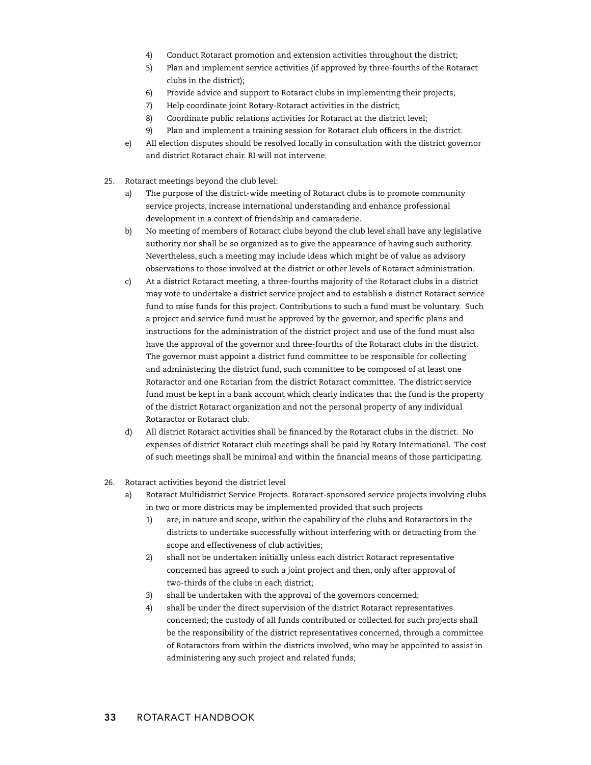4) Conduct Rotaract promotion and extension activities throughout the district;
5) Plan and implement service activities (if approved by three-fourths of the Rotaract clubs in the district);
6) Provide advice and support to Rotaract clubs in implementing their projects;
7) Help coordinate joint Rotary-Rotaract activities in the district;
8) Coordinate public relations activities for Rotaract at the district level;
9) Plan and implement a training session for Rotaract club officers in the district.

e) All election disputes should be resolved locally in consultation with the district governor and district Rotaract chair. RI will not intervene.

25. Rotaract meetings beyond the club level:

a) The purpose of the district-wide meeting of Rotaract clubs is to promote community service projects, increase international understanding and enhance professional development in a context of friendship and camaraderie.

b) No meeting of members of Rotaract clubs beyond the club level shall have any legislative authority nor shall be so organized as to give the appearance of having such authority. Nevertheless, such a meeting may include ideas which might be of value as advisory observations to those involved at the district or other levels of Rotaract administration.

c) At a district Rotaract meeting, a three-fourths majority of the Rotaract clubs in a district may vote to undertake a district service project and to establish a district Rotaract service fund to raise funds for this project. Contributions to such a fund must be voluntary. Such a project and service fund must be approved by the governor, and specific plans and instructions for the administration of the district project and use of the fund must also have the approval of the governor and three-fourths of the Rotaract clubs in the district. The governor must appoint a district fund committee to be responsible for collecting and administering the district fund, such committee to be composed of at least one Rotaractor and one Rotarian from the district Rotaract committee. The district service fund must be kept in a bank account which clearly indicates that the fund is the property of the district Rotaract organization and not the personal property of any individual Rotaractor or Rotaract club.

d) All district Rotaract activities shall be financed by the Rotaract clubs in the district. No expenses of district Rotaract club meetings shall be paid by Rotary International. The cost of such meetings shall be minimal and within the financial means of those participating.

26. Rotaract activities beyond the district level

a) Rotaract Multidistrict Service Projects. Rotaract-sponsored service projects involving clubs in two or more districts may be implemented provided that such projects

1) are, in nature and scope, within the capability of the clubs and Rotaractors in the districts to undertake successfully without interfering with or detracting from the scope and effectiveness of club activities;
2) shall not be undertaken initially unless each district Rotaract representative concerned has agreed to such a joint project and then, only after approval of two-thirds of the clubs in each district;
3) shall be undertaken with the approval of the governors concerned;
4) shall be under the direct supervision of the district Rotaract representatives concerned; the custody of all funds contributed or collected for such projects shall be the responsibility of the district representatives concerned, through a committee of Rotaractors from within the districts involved, who may be appointed to assist in administering any such project and related funds;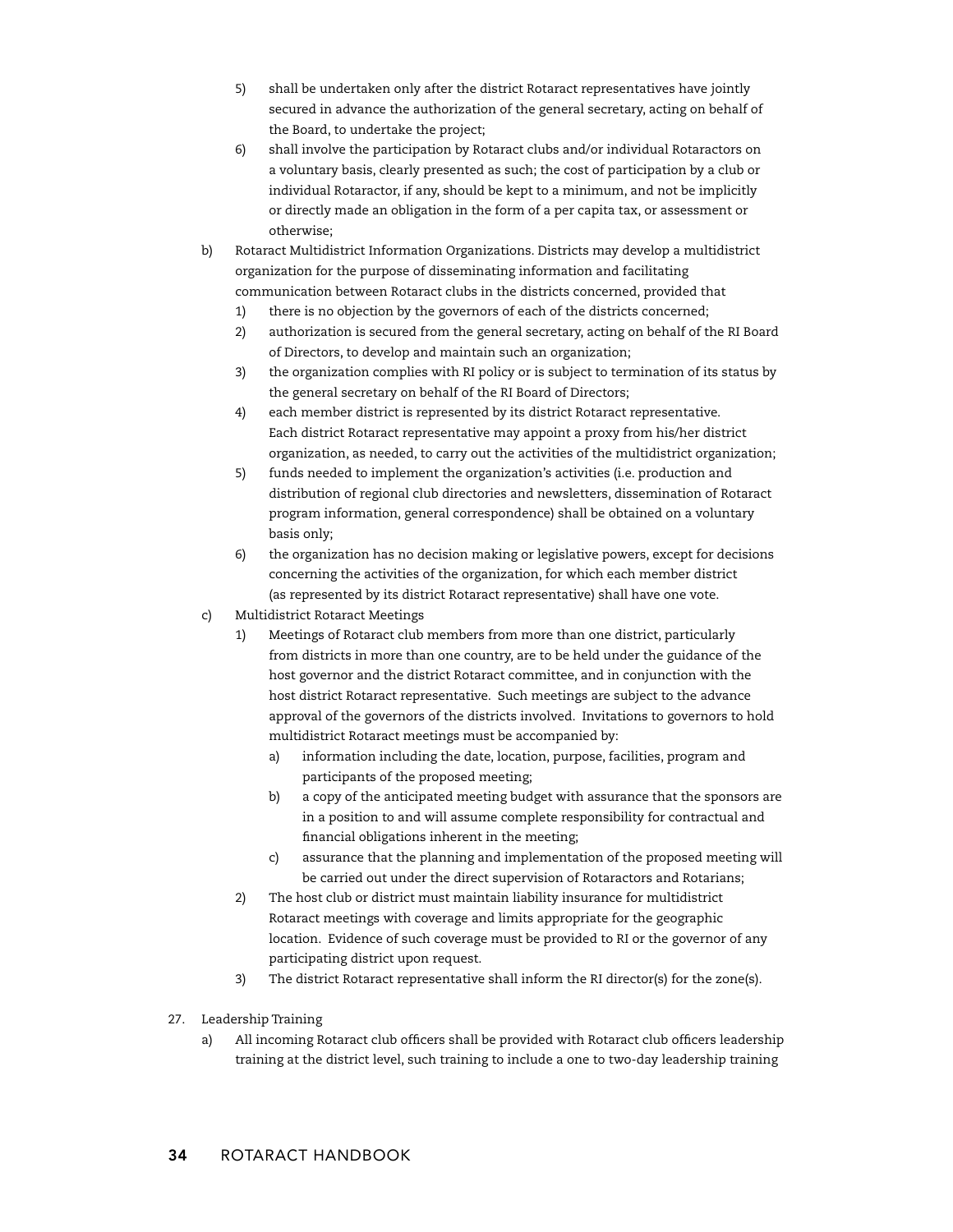5) shall be undertaken only after the district Rotaract representatives have jointly secured in advance the authorization of the general secretary, acting on behalf of the Board, to undertake the project;
   6) shall involve the participation by Rotaract clubs and/or individual Rotaractors on a voluntary basis, clearly presented as such; the cost of participation by a club or individual Rotaractor, if any, should be kept to a minimum, and not be implicitly or directly made an obligation in the form of a per capita tax, or assessment or otherwise;

b) Rotaract Multidistrict Information Organizations. Districts may develop a multidistrict organization for the purpose of disseminating information and facilitating communication between Rotaract clubs in the districts concerned, provided that
   1) there is no objection by the governors of each of the districts concerned;
   2) authorization is secured from the general secretary, acting on behalf of the RI Board of Directors, to develop and maintain such an organization;
   3) the organization complies with RI policy or is subject to termination of its status by the general secretary on behalf of the RI Board of Directors;
   4) each member district is represented by its district Rotaract representative. Each district Rotaract representative may appoint a proxy from his/her district organization, as needed, to carry out the activities of the multidistrict organization;
   5) funds needed to implement the organization's activities (i.e. production and distribution of regional club directories and newsletters, dissemination of Rotaract program information, general correspondence) shall be obtained on a voluntary basis only;
   6) the organization has no decision making or legislative powers, except for decisions concerning the activities of the organization, for which each member district (as represented by its district Rotaract representative) shall have one vote.

c) Multidistrict Rotaract Meetings
   1) Meetings of Rotaract club members from more than one district, particularly from districts in more than one country, are to be held under the guidance of the host governor and the district Rotaract committee, and in conjunction with the host district Rotaract representative. Such meetings are subject to the advance approval of the governors of the districts involved. Invitations to governors to hold multidistrict Rotaract meetings must be accompanied by:
      a) information including the date, location, purpose, facilities, program and participants of the proposed meeting;
      b) a copy of the anticipated meeting budget with assurance that the sponsors are in a position to and will assume complete responsibility for contractual and financial obligations inherent in the meeting;
      c) assurance that the planning and implementation of the proposed meeting will be carried out under the direct supervision of Rotaractors and Rotarians;
   2) The host club or district must maintain liability insurance for multidistrict Rotaract meetings with coverage and limits appropriate for the geographic location. Evidence of such coverage must be provided to RI or the governor of any participating district upon request.
   3) The district Rotaract representative shall inform the RI director(s) for the zone(s).

27. Leadership Training
   a) All incoming Rotaract club officers shall be provided with Rotaract club officers leadership training at the district level, such training to include a one to two-day leadership training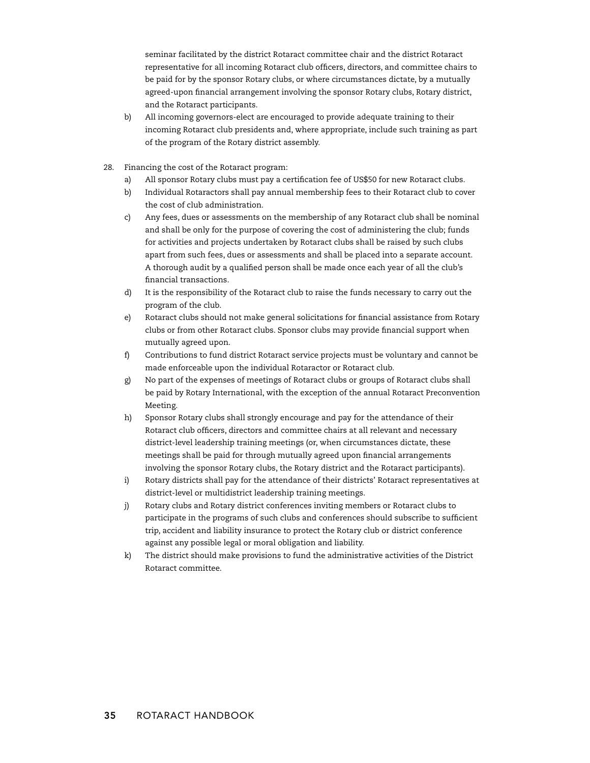seminar facilitated by the district Rotaract committee chair and the district Rotaract representative for all incoming Rotaract club officers, directors, and committee chairs to be paid for by the sponsor Rotary clubs, or where circumstances dictate, by a mutually agreed-upon financial arrangement involving the sponsor Rotary clubs, Rotary district, and the Rotaract participants.

b) All incoming governors-elect are encouraged to provide adequate training to their incoming Rotaract club presidents and, where appropriate, include such training as part of the program of the Rotary district assembly.

28. Financing the cost of the Rotaract program:
    a) All sponsor Rotary clubs must pay a certification fee of US$50 for new Rotaract clubs.
    b) Individual Rotaractors shall pay annual membership fees to their Rotaract club to cover the cost of club administration.
    c) Any fees, dues or assessments on the membership of any Rotaract club shall be nominal and shall be only for the purpose of covering the cost of administering the club; funds for activities and projects undertaken by Rotaract clubs shall be raised by such clubs apart from such fees, dues or assessments and shall be placed into a separate account. A thorough audit by a qualified person shall be made once each year of all the club's financial transactions.
    d) It is the responsibility of the Rotaract club to raise the funds necessary to carry out the program of the club.
    e) Rotaract clubs should not make general solicitations for financial assistance from Rotary clubs or from other Rotaract clubs. Sponsor clubs may provide financial support when mutually agreed upon.
    f) Contributions to fund district Rotaract service projects must be voluntary and cannot be made enforceable upon the individual Rotaractor or Rotaract club.
    g) No part of the expenses of meetings of Rotaract clubs or groups of Rotaract clubs shall be paid by Rotary International, with the exception of the annual Rotaract Preconvention Meeting.
    h) Sponsor Rotary clubs shall strongly encourage and pay for the attendance of their Rotaract club officers, directors and committee chairs at all relevant and necessary district-level leadership training meetings (or, when circumstances dictate, these meetings shall be paid for through mutually agreed upon financial arrangements involving the sponsor Rotary clubs, the Rotary district and the Rotaract participants).
    i) Rotary districts shall pay for the attendance of their districts' Rotaract representatives at district-level or multidistrict leadership training meetings.
    j) Rotary clubs and Rotary district conferences inviting members or Rotaract clubs to participate in the programs of such clubs and conferences should subscribe to sufficient trip, accident and liability insurance to protect the Rotary club or district conference against any possible legal or moral obligation and liability.
    k) The district should make provisions to fund the administrative activities of the District Rotaract committee.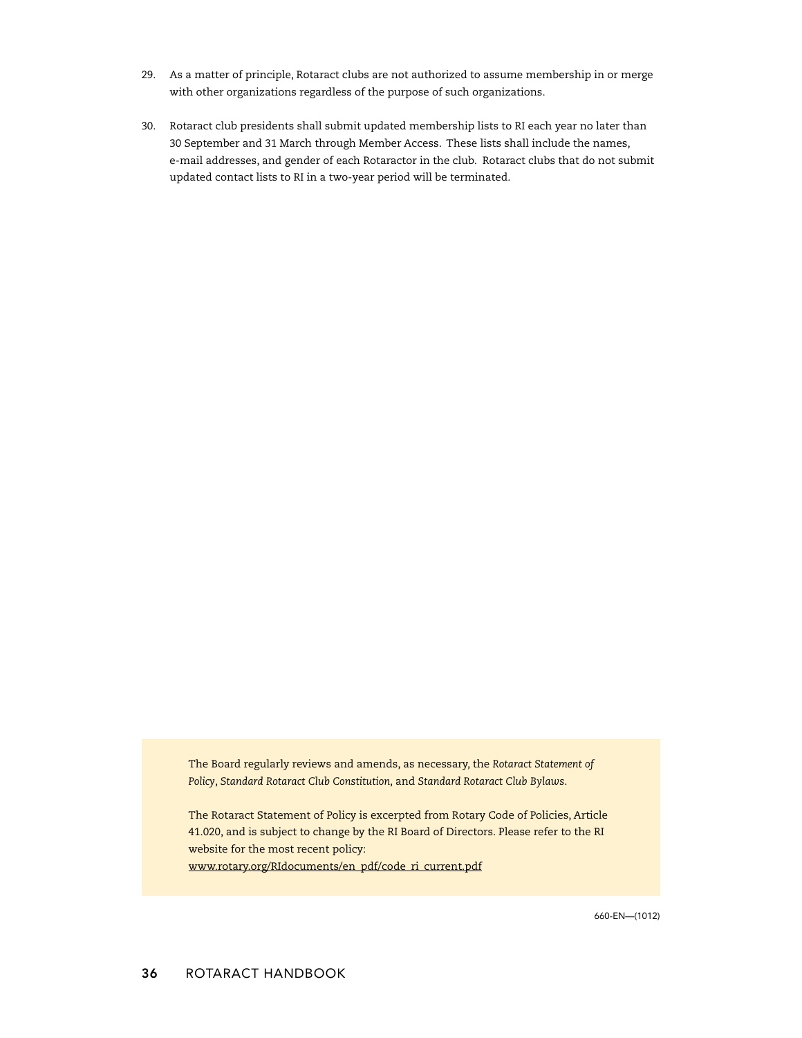29. As a matter of principle, Rotaract clubs are not authorized to assume membership in or merge with other organizations regardless of the purpose of such organizations.

30. Rotaract club presidents shall submit updated membership lists to RI each year no later than 30 September and 31 March through Member Access. These lists shall include the names, e-mail addresses, and gender of each Rotaractor in the club. Rotaract clubs that do not submit updated contact lists to RI in a two-year period will be terminated.

The Board regularly reviews and amends, as necessary, the *Rotaract Statement of Policy*, *Standard Rotaract Club Constitution*, and *Standard Rotaract Club Bylaws*.

The Rotaract Statement of Policy is excerpted from Rotary Code of Policies, Article 41.020, and is subject to change by the RI Board of Directors. Please refer to the RI website for the most recent policy:
www.rotary.org/RIdocuments/en_pdf/code_ri_current.pdf

660-EN—(1012)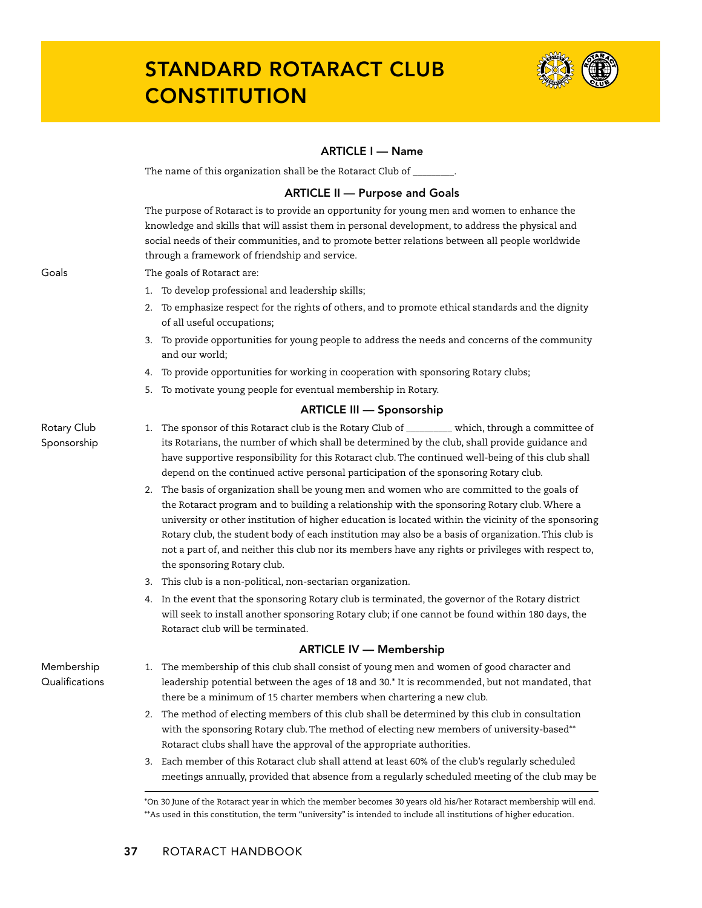# STANDARD ROTARACT CLUB CONSTITUTION

### ARTICLE I — Name

The name of this organization shall be the Rotaract Club of ________.

### ARTICLE II — Purpose and Goals

The purpose of Rotaract is to provide an opportunity for young men and women to enhance the knowledge and skills that will assist them in personal development, to address the physical and social needs of their communities, and to promote better relations between all people worldwide through a framework of friendship and service.

Goals

The goals of Rotaract are:

1. To develop professional and leadership skills;
2. To emphasize respect for the rights of others, and to promote ethical standards and the dignity of all useful occupations;
3. To provide opportunities for young people to address the needs and concerns of the community and our world;
4. To provide opportunities for working in cooperation with sponsoring Rotary clubs;
5. To motivate young people for eventual membership in Rotary.

### ARTICLE III — Sponsorship

Rotary Club Sponsorship

1. The sponsor of this Rotaract club is the Rotary Club of _________ which, through a committee of its Rotarians, the number of which shall be determined by the club, shall provide guidance and have supportive responsibility for this Rotaract club. The continued well-being of this club shall depend on the continued active personal participation of the sponsoring Rotary club.
2. The basis of organization shall be young men and women who are committed to the goals of the Rotaract program and to building a relationship with the sponsoring Rotary club. Where a university or other institution of higher education is located within the vicinity of the sponsoring Rotary club, the student body of each institution may also be a basis of organization. This club is not a part of, and neither this club nor its members have any rights or privileges with respect to, the sponsoring Rotary club.
3. This club is a non-political, non-sectarian organization.
4. In the event that the sponsoring Rotary club is terminated, the governor of the Rotary district will seek to install another sponsoring Rotary club; if one cannot be found within 180 days, the Rotaract club will be terminated.

### ARTICLE IV — Membership

Membership Qualifications

1. The membership of this club shall consist of young men and women of good character and leadership potential between the ages of 18 and 30.* It is recommended, but not mandated, that there be a minimum of 15 charter members when chartering a new club.
2. The method of electing members of this club shall be determined by this club in consultation with the sponsoring Rotary club. The method of electing new members of university-based** Rotaract clubs shall have the approval of the appropriate authorities.
3. Each member of this Rotaract club shall attend at least 60% of the club's regularly scheduled meetings annually, provided that absence from a regularly scheduled meeting of the club may be

---

*On 30 June of the Rotaract year in which the member becomes 30 years old his/her Rotaract membership will end.

**As used in this constitution, the term "university" is intended to include all institutions of higher education.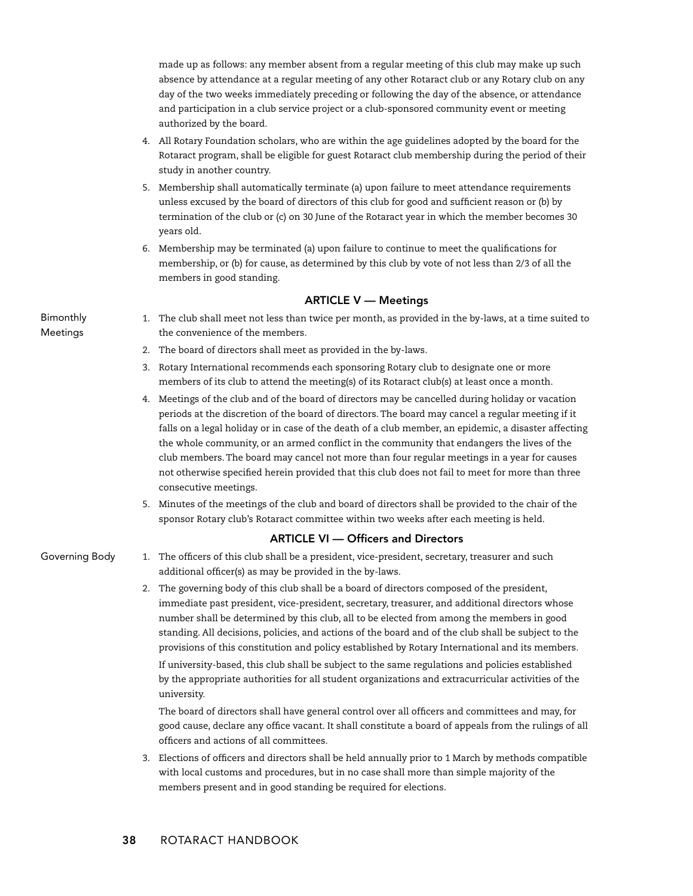made up as follows: any member absent from a regular meeting of this club may make up such absence by attendance at a regular meeting of any other Rotaract club or any Rotary club on any day of the two weeks immediately preceding or following the day of the absence, or attendance and participation in a club service project or a club-sponsored community event or meeting authorized by the board.

4. All Rotary Foundation scholars, who are within the age guidelines adopted by the board for the Rotaract program, shall be eligible for guest Rotaract club membership during the period of their study in another country.
5. Membership shall automatically terminate (a) upon failure to meet attendance requirements unless excused by the board of directors of this club for good and sufficient reason or (b) by termination of the club or (c) on 30 June of the Rotaract year in which the member becomes 30 years old.
6. Membership may be terminated (a) upon failure to continue to meet the qualifications for membership, or (b) for cause, as determined by this club by vote of not less than 2/3 of all the members in good standing.

### ARTICLE V — Meetings

Bimonthly Meetings

1. The club shall meet not less than twice per month, as provided in the by-laws, at a time suited to the convenience of the members.
2. The board of directors shall meet as provided in the by-laws.
3. Rotary International recommends each sponsoring Rotary club to designate one or more members of its club to attend the meeting(s) of its Rotaract club(s) at least once a month.
4. Meetings of the club and of the board of directors may be cancelled during holiday or vacation periods at the discretion of the board of directors. The board may cancel a regular meeting if it falls on a legal holiday or in case of the death of a club member, an epidemic, a disaster affecting the whole community, or an armed conflict in the community that endangers the lives of the club members. The board may cancel not more than four regular meetings in a year for causes not otherwise specified herein provided that this club does not fail to meet for more than three consecutive meetings.
5. Minutes of the meetings of the club and board of directors shall be provided to the chair of the sponsor Rotary club's Rotaract committee within two weeks after each meeting is held.

### ARTICLE VI — Officers and Directors

Governing Body

1. The officers of this club shall be a president, vice-president, secretary, treasurer and such additional officer(s) as may be provided in the by-laws.
2. The governing body of this club shall be a board of directors composed of the president, immediate past president, vice-president, secretary, treasurer, and additional directors whose number shall be determined by this club, all to be elected from among the members in good standing. All decisions, policies, and actions of the board and of the club shall be subject to the provisions of this constitution and policy established by Rotary International and its members.

   If university-based, this club shall be subject to the same regulations and policies established by the appropriate authorities for all student organizations and extracurricular activities of the university.

   The board of directors shall have general control over all officers and committees and may, for good cause, declare any office vacant. It shall constitute a board of appeals from the rulings of all officers and actions of all committees.
3. Elections of officers and directors shall be held annually prior to 1 March by methods compatible with local customs and procedures, but in no case shall more than simple majority of the members present and in good standing be required for elections.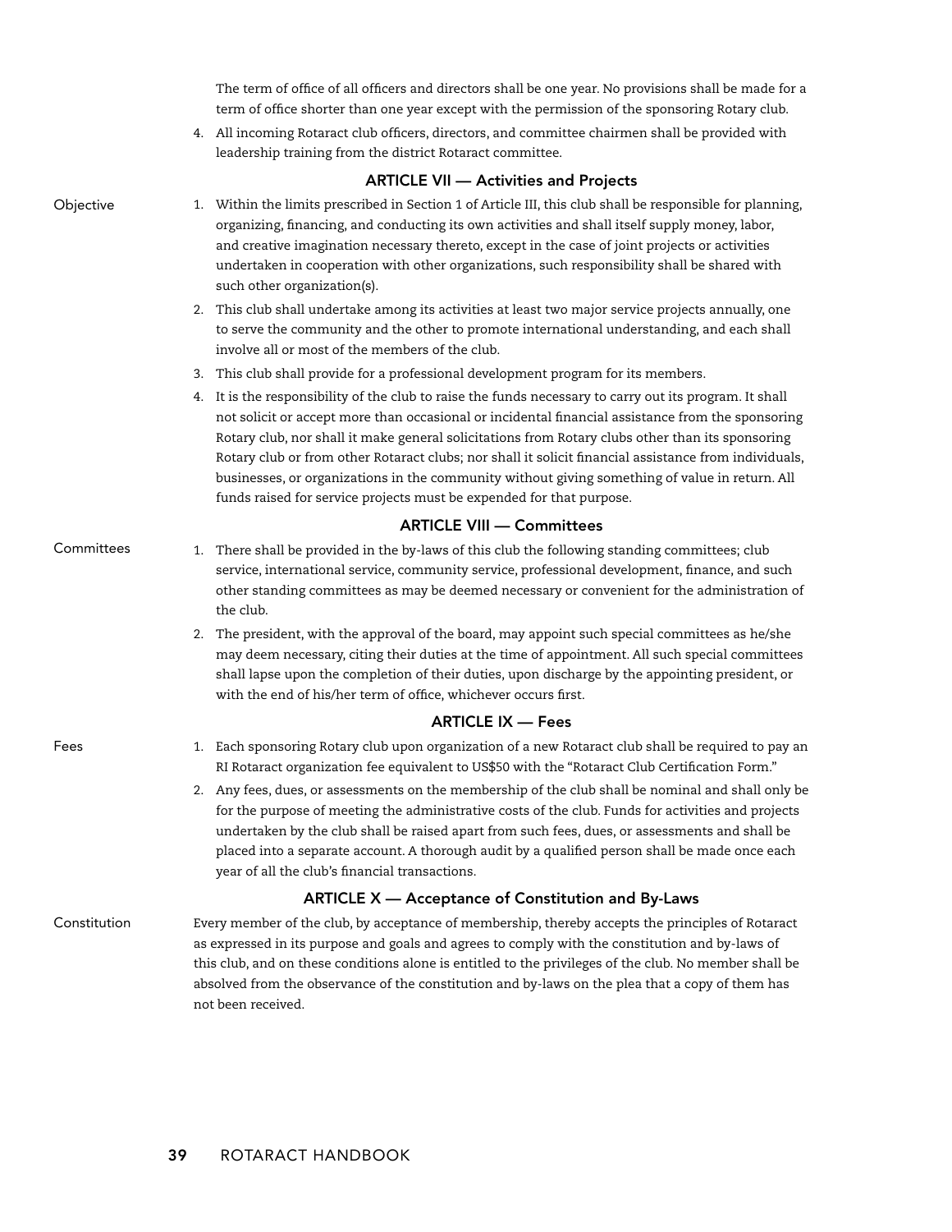The term of office of all officers and directors shall be one year. No provisions shall be made for a term of office shorter than one year except with the permission of the sponsoring Rotary club.

4. All incoming Rotaract club officers, directors, and committee chairmen shall be provided with leadership training from the district Rotaract committee.

### ARTICLE VII — Activities and Projects

Objective

1. Within the limits prescribed in Section 1 of Article III, this club shall be responsible for planning, organizing, financing, and conducting its own activities and shall itself supply money, labor, and creative imagination necessary thereto, except in the case of joint projects or activities undertaken in cooperation with other organizations, such responsibility shall be shared with such other organization(s).
2. This club shall undertake among its activities at least two major service projects annually, one to serve the community and the other to promote international understanding, and each shall involve all or most of the members of the club.
3. This club shall provide for a professional development program for its members.
4. It is the responsibility of the club to raise the funds necessary to carry out its program. It shall not solicit or accept more than occasional or incidental financial assistance from the sponsoring Rotary club, nor shall it make general solicitations from Rotary clubs other than its sponsoring Rotary club or from other Rotaract clubs; nor shall it solicit financial assistance from individuals, businesses, or organizations in the community without giving something of value in return. All funds raised for service projects must be expended for that purpose.

### ARTICLE VIII — Committees

Committees

1. There shall be provided in the by-laws of this club the following standing committees; club service, international service, community service, professional development, finance, and such other standing committees as may be deemed necessary or convenient for the administration of the club.
2. The president, with the approval of the board, may appoint such special committees as he/she may deem necessary, citing their duties at the time of appointment. All such special committees shall lapse upon the completion of their duties, upon discharge by the appointing president, or with the end of his/her term of office, whichever occurs first.

### ARTICLE IX — Fees

Fees

1. Each sponsoring Rotary club upon organization of a new Rotaract club shall be required to pay an RI Rotaract organization fee equivalent to US$50 with the "Rotaract Club Certification Form."
2. Any fees, dues, or assessments on the membership of the club shall be nominal and shall only be for the purpose of meeting the administrative costs of the club. Funds for activities and projects undertaken by the club shall be raised apart from such fees, dues, or assessments and shall be placed into a separate account. A thorough audit by a qualified person shall be made once each year of all the club's financial transactions.

### ARTICLE X — Acceptance of Constitution and By-Laws

Constitution

Every member of the club, by acceptance of membership, thereby accepts the principles of Rotaract as expressed in its purpose and goals and agrees to comply with the constitution and by-laws of this club, and on these conditions alone is entitled to the privileges of the club. No member shall be absolved from the observance of the constitution and by-laws on the plea that a copy of them has not been received.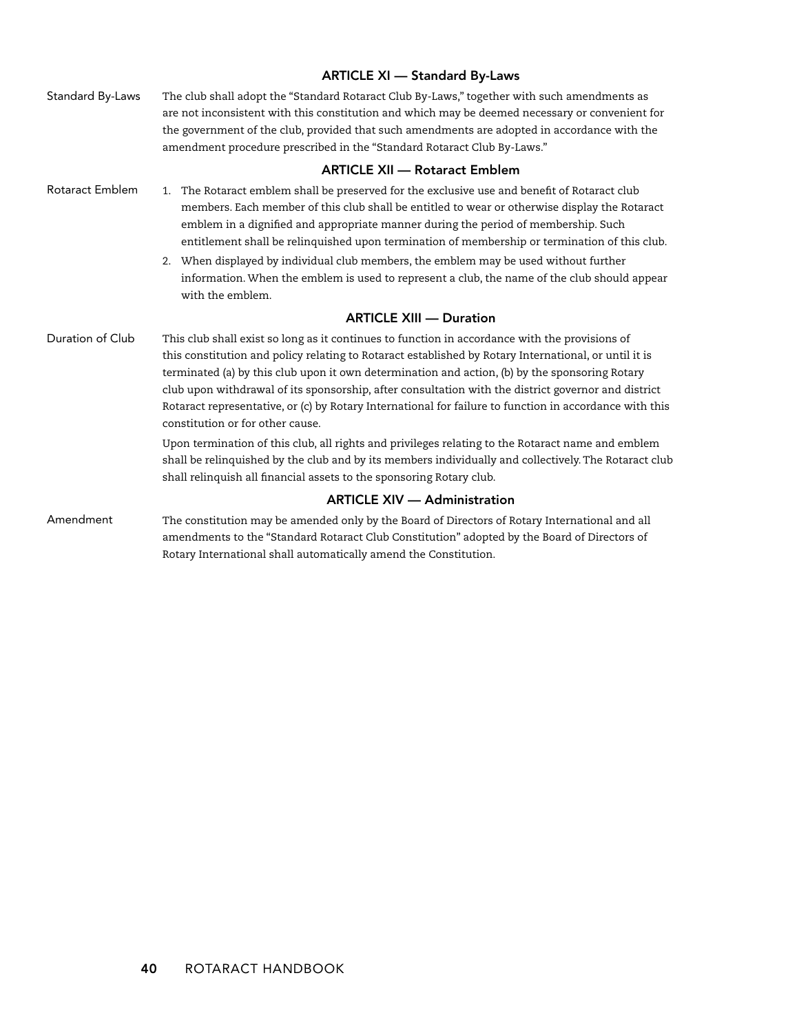## ARTICLE XI — Standard By-Laws

**Standard By-Laws**

The club shall adopt the "Standard Rotaract Club By-Laws," together with such amendments as are not inconsistent with this constitution and which may be deemed necessary or convenient for the government of the club, provided that such amendments are adopted in accordance with the amendment procedure prescribed in the "Standard Rotaract Club By-Laws."

## ARTICLE XII — Rotaract Emblem

**Rotaract Emblem**

1. The Rotaract emblem shall be preserved for the exclusive use and benefit of Rotaract club members. Each member of this club shall be entitled to wear or otherwise display the Rotaract emblem in a dignified and appropriate manner during the period of membership. Such entitlement shall be relinquished upon termination of membership or termination of this club.
2. When displayed by individual club members, the emblem may be used without further information. When the emblem is used to represent a club, the name of the club should appear with the emblem.

## ARTICLE XIII — Duration

**Duration of Club**

This club shall exist so long as it continues to function in accordance with the provisions of this constitution and policy relating to Rotaract established by Rotary International, or until it is terminated (a) by this club upon it own determination and action, (b) by the sponsoring Rotary club upon withdrawal of its sponsorship, after consultation with the district governor and district Rotaract representative, or (c) by Rotary International for failure to function in accordance with this constitution or for other cause.

Upon termination of this club, all rights and privileges relating to the Rotaract name and emblem shall be relinquished by the club and by its members individually and collectively. The Rotaract club shall relinquish all financial assets to the sponsoring Rotary club.

## ARTICLE XIV — Administration

**Amendment**

The constitution may be amended only by the Board of Directors of Rotary International and all amendments to the "Standard Rotaract Club Constitution" adopted by the Board of Directors of Rotary International shall automatically amend the Constitution.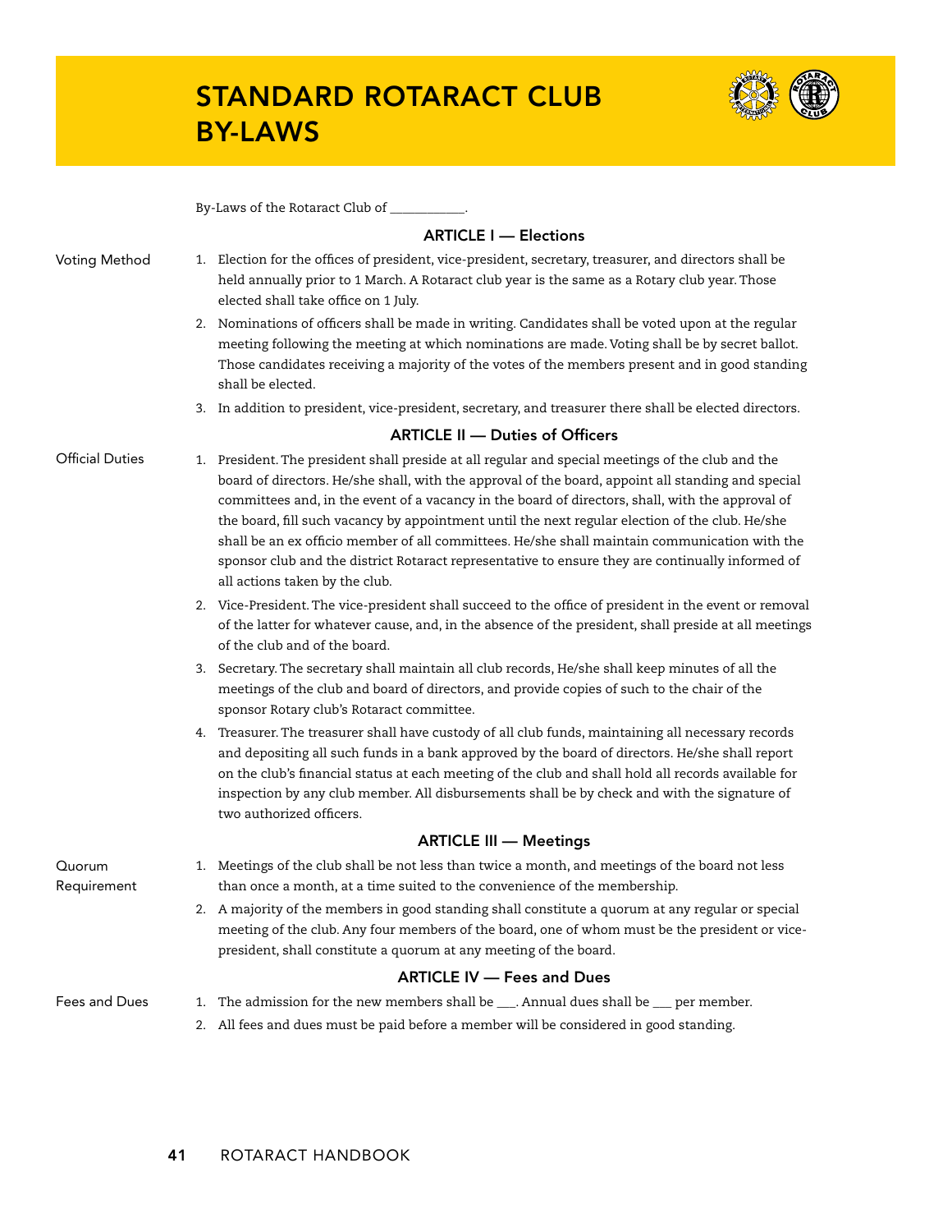# STANDARD ROTARACT CLUB BY-LAWS

By-Laws of the Rotaract Club of ___________.

## ARTICLE I — Elections

Voting Method

1. Election for the offices of president, vice-president, secretary, treasurer, and directors shall be held annually prior to 1 March. A Rotaract club year is the same as a Rotary club year. Those elected shall take office on 1 July.
2. Nominations of officers shall be made in writing. Candidates shall be voted upon at the regular meeting following the meeting at which nominations are made. Voting shall be by secret ballot. Those candidates receiving a majority of the votes of the members present and in good standing shall be elected.
3. In addition to president, vice-president, secretary, and treasurer there shall be elected directors.

## ARTICLE II — Duties of Officers

Official Duties

1. President. The president shall preside at all regular and special meetings of the club and the board of directors. He/she shall, with the approval of the board, appoint all standing and special committees and, in the event of a vacancy in the board of directors, shall, with the approval of the board, fill such vacancy by appointment until the next regular election of the club. He/she shall be an ex officio member of all committees. He/she shall maintain communication with the sponsor club and the district Rotaract representative to ensure they are continually informed of all actions taken by the club.
2. Vice-President. The vice-president shall succeed to the office of president in the event or removal of the latter for whatever cause, and, in the absence of the president, shall preside at all meetings of the club and of the board.
3. Secretary. The secretary shall maintain all club records, He/she shall keep minutes of all the meetings of the club and board of directors, and provide copies of such to the chair of the sponsor Rotary club's Rotaract committee.
4. Treasurer. The treasurer shall have custody of all club funds, maintaining all necessary records and depositing all such funds in a bank approved by the board of directors. He/she shall report on the club's financial status at each meeting of the club and shall hold all records available for inspection by any club member. All disbursements shall be by check and with the signature of two authorized officers.

## ARTICLE III — Meetings

Quorum Requirement

1. Meetings of the club shall be not less than twice a month, and meetings of the board not less than once a month, at a time suited to the convenience of the membership.
2. A majority of the members in good standing shall constitute a quorum at any regular or special meeting of the club. Any four members of the board, one of whom must be the president or vice-president, shall constitute a quorum at any meeting of the board.

## ARTICLE IV — Fees and Dues

Fees and Dues

1. The admission for the new members shall be ___. Annual dues shall be ___ per member.
2. All fees and dues must be paid before a member will be considered in good standing.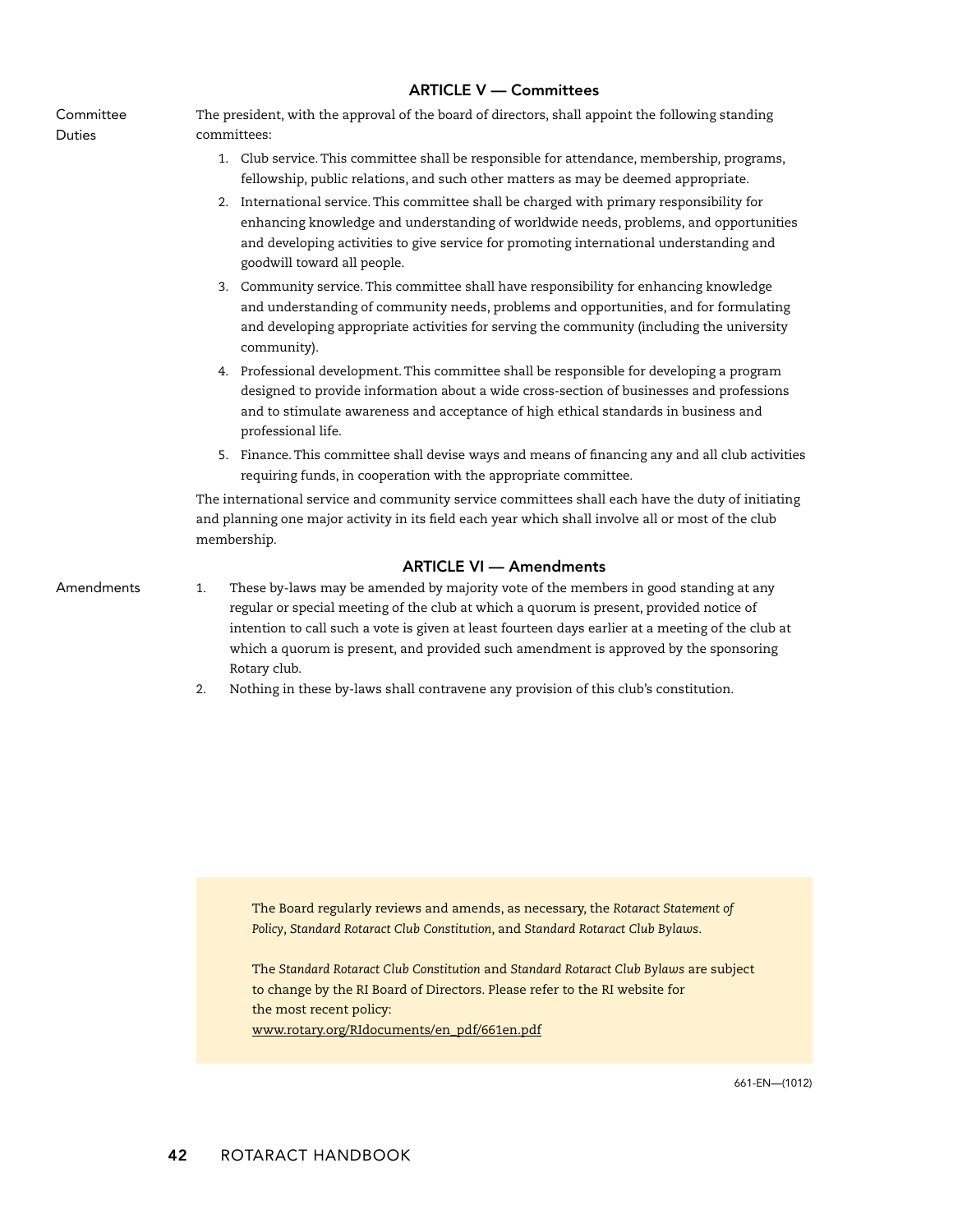## ARTICLE V — Committees

Committee Duties

The president, with the approval of the board of directors, shall appoint the following standing committees:

1. Club service. This committee shall be responsible for attendance, membership, programs, fellowship, public relations, and such other matters as may be deemed appropriate.
2. International service. This committee shall be charged with primary responsibility for enhancing knowledge and understanding of worldwide needs, problems, and opportunities and developing activities to give service for promoting international understanding and goodwill toward all people.
3. Community service. This committee shall have responsibility for enhancing knowledge and understanding of community needs, problems and opportunities, and for formulating and developing appropriate activities for serving the community (including the university community).
4. Professional development. This committee shall be responsible for developing a program designed to provide information about a wide cross-section of businesses and professions and to stimulate awareness and acceptance of high ethical standards in business and professional life.
5. Finance. This committee shall devise ways and means of financing any and all club activities requiring funds, in cooperation with the appropriate committee.

The international service and community service committees shall each have the duty of initiating and planning one major activity in its field each year which shall involve all or most of the club membership.

## ARTICLE VI — Amendments

Amendments

1. These by-laws may be amended by majority vote of the members in good standing at any regular or special meeting of the club at which a quorum is present, provided notice of intention to call such a vote is given at least fourteen days earlier at a meeting of the club at which a quorum is present, and provided such amendment is approved by the sponsoring Rotary club.
2. Nothing in these by-laws shall contravene any provision of this club's constitution.

The Board regularly reviews and amends, as necessary, the *Rotaract Statement of Policy*, *Standard Rotaract Club Constitution*, and *Standard Rotaract Club Bylaws*.

The *Standard Rotaract Club Constitution* and *Standard Rotaract Club Bylaws* are subject to change by the RI Board of Directors. Please refer to the RI website for the most recent policy:
www.rotary.org/RIdocuments/en_pdf/661en.pdf

661-EN—(1012)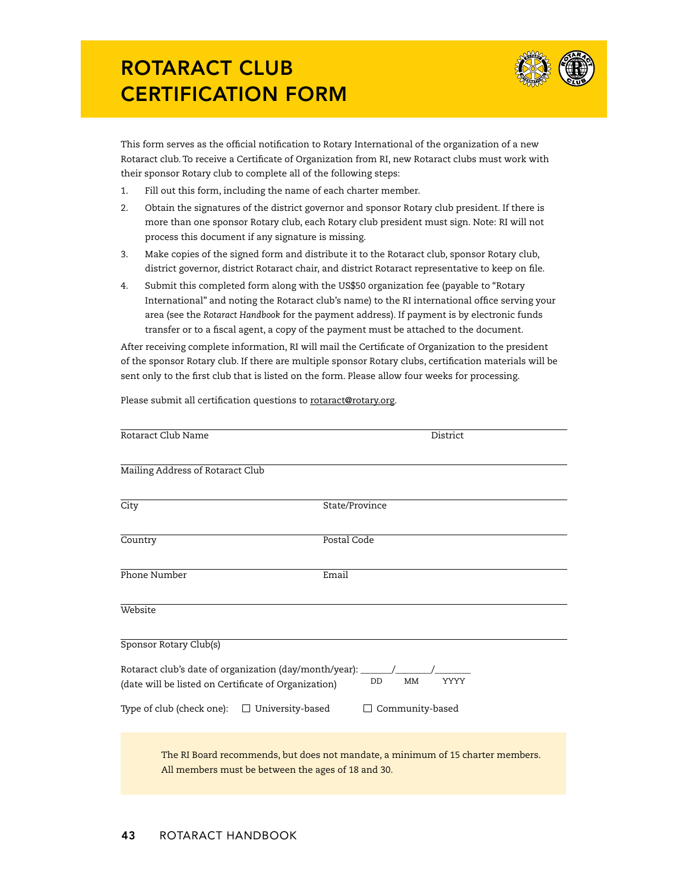# ROTARACT CLUB CERTIFICATION FORM

This form serves as the official notification to Rotary International of the organization of a new Rotaract club. To receive a Certificate of Organization from RI, new Rotaract clubs must work with their sponsor Rotary club to complete all of the following steps:

1. Fill out this form, including the name of each charter member.
2. Obtain the signatures of the district governor and sponsor Rotary club president. If there is more than one sponsor Rotary club, each Rotary club president must sign. Note: RI will not process this document if any signature is missing.
3. Make copies of the signed form and distribute it to the Rotaract club, sponsor Rotary club, district governor, district Rotaract chair, and district Rotaract representative to keep on file.
4. Submit this completed form along with the US$50 organization fee (payable to "Rotary International" and noting the Rotaract club's name) to the RI international office serving your area (see the *Rotaract Handbook* for the payment address). If payment is by electronic funds transfer or to a fiscal agent, a copy of the payment must be attached to the document.

After receiving complete information, RI will mail the Certificate of Organization to the president of the sponsor Rotary club. If there are multiple sponsor Rotary clubs, certification materials will be sent only to the first club that is listed on the form. Please allow four weeks for processing.

Please submit all certification questions to rotaract@rotary.org.

______________________________________________
Rotaract Club Name District

______________________________________________
Mailing Address of Rotaract Club

______________________________________________
City State/Province

______________________________________________
Country Postal Code

______________________________________________
Phone Number Email

______________________________________________
Website

______________________________________________
Sponsor Rotary Club(s)

Rotaract club's date of organization (day/month/year): ______/______/______
(date will be listed on Certificate of Organization) DD MM YYYY

Type of club (check one): ☐ University-based ☐ Community-based

The RI Board recommends, but does not mandate, a minimum of 15 charter members. All members must be between the ages of 18 and 30.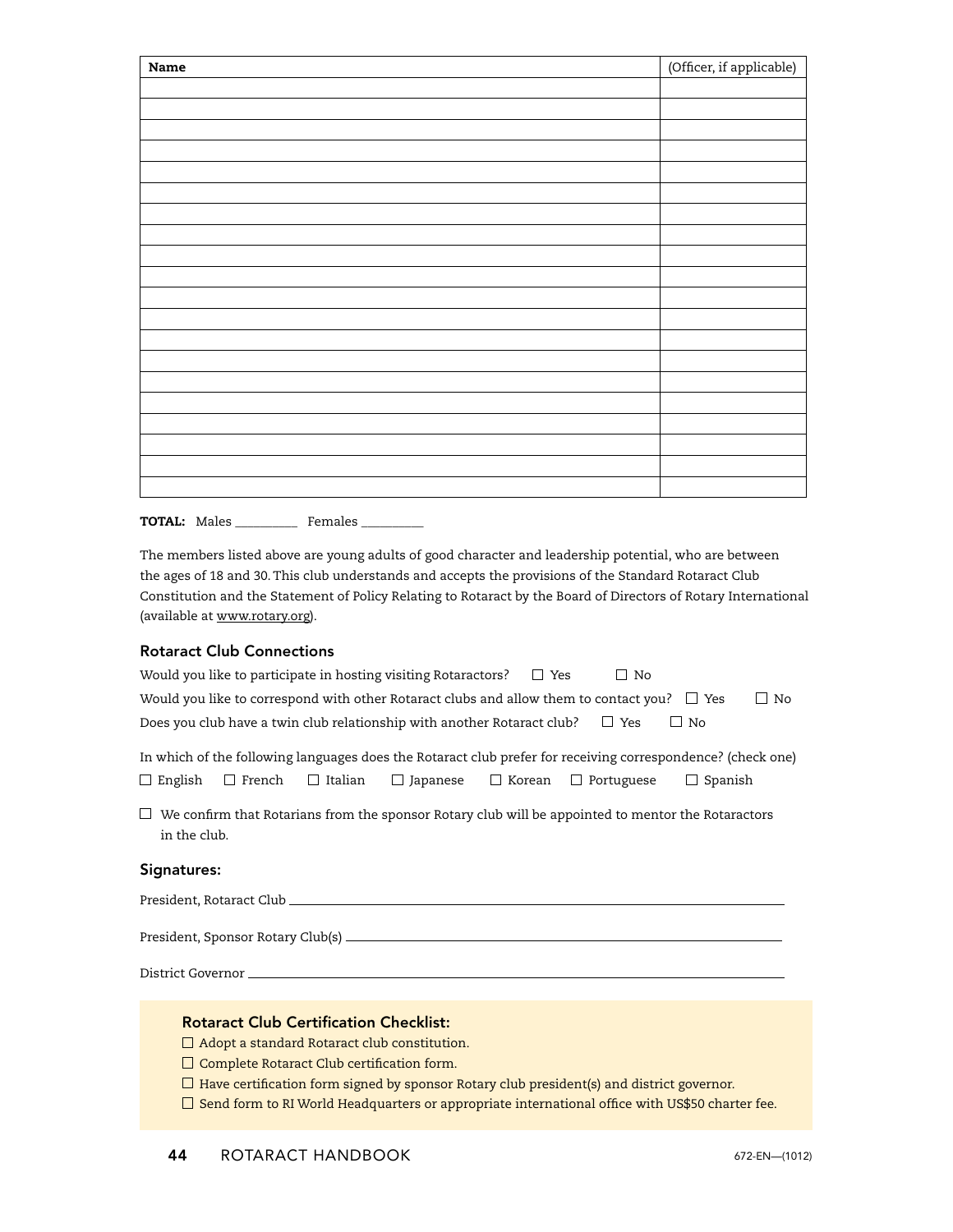| Name | (Officer, if applicable) |
|---|---|
| | |
| | |
| | |
| | |
| | |
| | |
| | |
| | |
| | |
| | |
| | |
| | |
| | |
| | |
| | |
| | |
| | |
| | |
| | |
| | |

**TOTAL:** Males ________ Females ________

The members listed above are young adults of good character and leadership potential, who are between the ages of 18 and 30. This club understands and accepts the provisions of the Standard Rotaract Club Constitution and the Statement of Policy Relating to Rotaract by the Board of Directors of Rotary International (available at www.rotary.org).

### Rotaract Club Connections

Would you like to participate in hosting visiting Rotaractors? ☐ Yes ☐ No

Would you like to correspond with other Rotaract clubs and allow them to contact you? ☐ Yes ☐ No

Does you club have a twin club relationship with another Rotaract club? ☐ Yes ☐ No

In which of the following languages does the Rotaract club prefer for receiving correspondence? (check one)

☐ English ☐ French ☐ Italian ☐ Japanese ☐ Korean ☐ Portuguese ☐ Spanish

☐ We confirm that Rotarians from the sponsor Rotary club will be appointed to mentor the Rotaractors in the club.

### Signatures:

President, Rotaract Club ________________________________________

President, Sponsor Rotary Club(s) ________________________________________

District Governor ________________________________________

**Rotaract Club Certification Checklist:**

- ☐ Adopt a standard Rotaract club constitution.
- ☐ Complete Rotaract Club certification form.
- ☐ Have certification form signed by sponsor Rotary club president(s) and district governor.
- ☐ Send form to RI World Headquarters or appropriate international office with US$50 charter fee.

672-EN—(1012)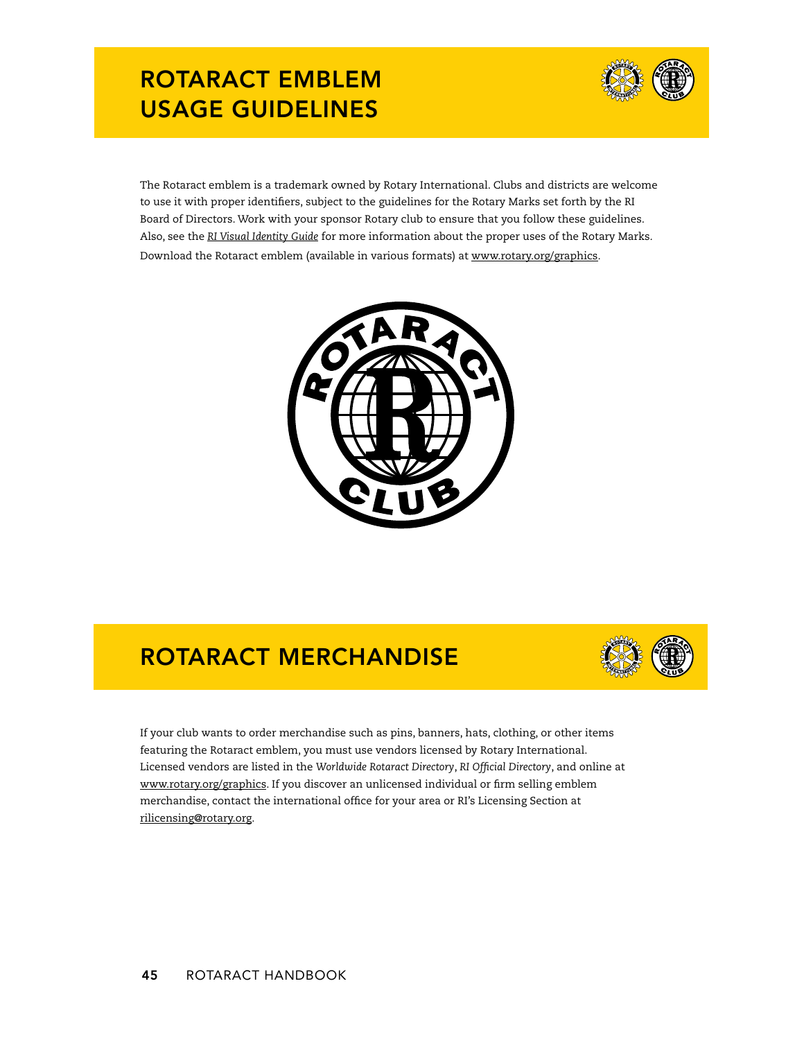# ROTARACT EMBLEM USAGE GUIDELINES

The Rotaract emblem is a trademark owned by Rotary International. Clubs and districts are welcome to use it with proper identifiers, subject to the guidelines for the Rotary Marks set forth by the RI Board of Directors. Work with your sponsor Rotary club to ensure that you follow these guidelines. Also, see the *RI Visual Identity Guide* for more information about the proper uses of the Rotary Marks. Download the Rotaract emblem (available in various formats) at www.rotary.org/graphics.

# ROTARACT MERCHANDISE

If your club wants to order merchandise such as pins, banners, hats, clothing, or other items featuring the Rotaract emblem, you must use vendors licensed by Rotary International. Licensed vendors are listed in the *Worldwide Rotaract Directory*, *RI Official Directory*, and online at www.rotary.org/graphics. If you discover an unlicensed individual or firm selling emblem merchandise, contact the international office for your area or RI's Licensing Section at rilicensing@rotary.org.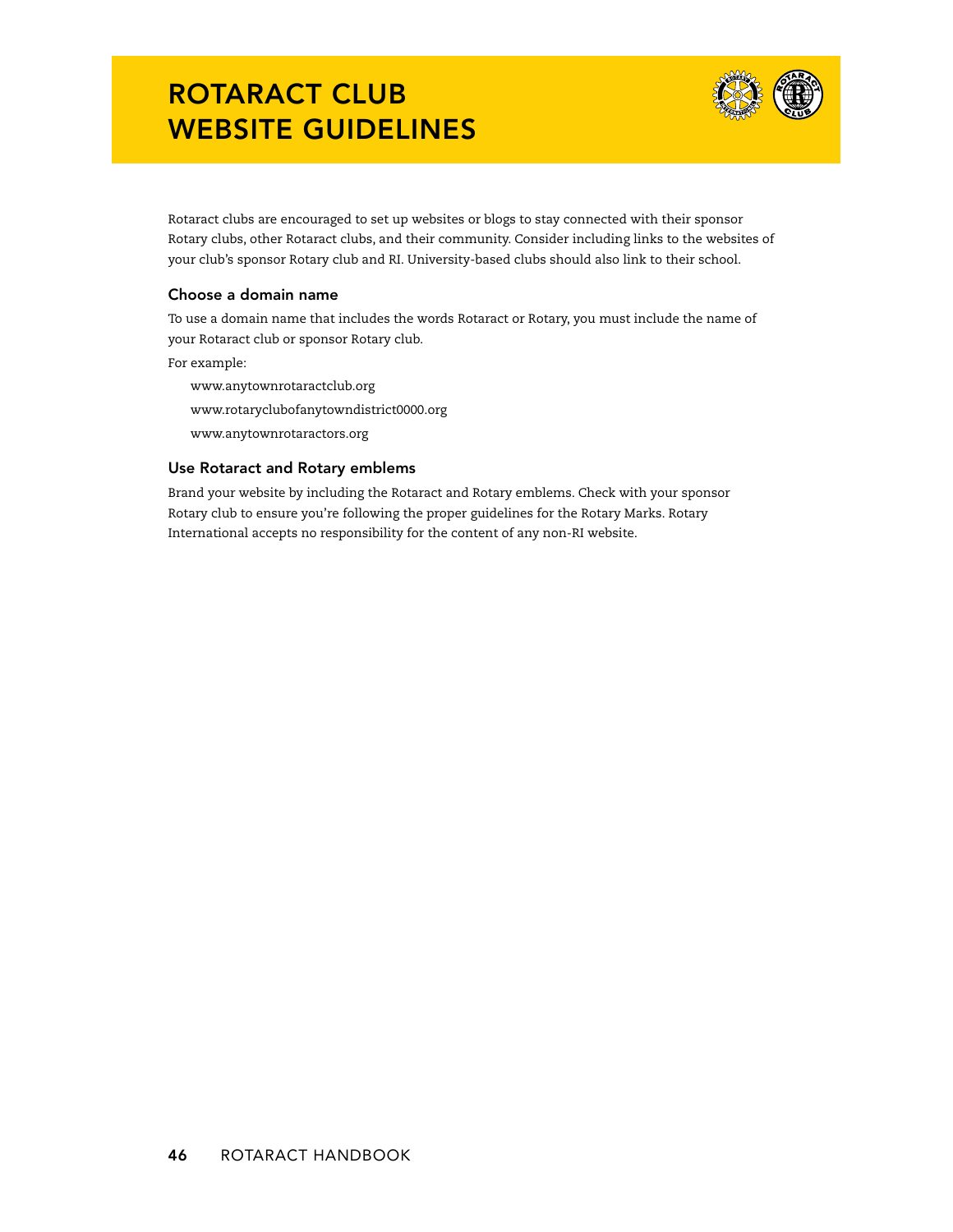# ROTARACT CLUB WEBSITE GUIDELINES

Rotaract clubs are encouraged to set up websites or blogs to stay connected with their sponsor Rotary clubs, other Rotaract clubs, and their community. Consider including links to the websites of your club's sponsor Rotary club and RI. University-based clubs should also link to their school.

### Choose a domain name

To use a domain name that includes the words Rotaract or Rotary, you must include the name of your Rotaract club or sponsor Rotary club.

For example:

www.anytownrotaractclub.org

www.rotaryclubofanytowndistrict0000.org

www.anytownrotaractors.org

### Use Rotaract and Rotary emblems

Brand your website by including the Rotaract and Rotary emblems. Check with your sponsor Rotary club to ensure you're following the proper guidelines for the Rotary Marks. Rotary International accepts no responsibility for the content of any non-RI website.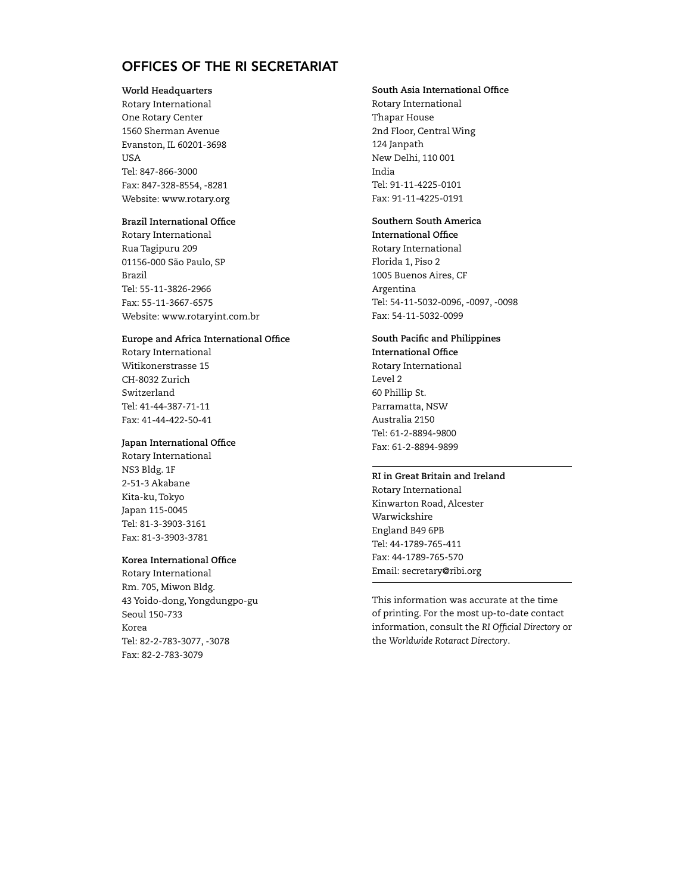## OFFICES OF THE RI SECRETARIAT

**World Headquarters**
Rotary International
One Rotary Center
1560 Sherman Avenue
Evanston, IL 60201-3698
USA
Tel: 847-866-3000
Fax: 847-328-8554, -8281
Website: www.rotary.org

**Brazil International Office**
Rotary International
Rua Tagipuru 209
01156-000 São Paulo, SP
Brazil
Tel: 55-11-3826-2966
Fax: 55-11-3667-6575
Website: www.rotaryint.com.br

**Europe and Africa International Office**
Rotary International
Witikonerstrasse 15
CH-8032 Zurich
Switzerland
Tel: 41-44-387-71-11
Fax: 41-44-422-50-41

**Japan International Office**
Rotary International
NS3 Bldg. 1F
2-51-3 Akabane
Kita-ku, Tokyo
Japan 115-0045
Tel: 81-3-3903-3161
Fax: 81-3-3903-3781

**Korea International Office**
Rotary International
Rm. 705, Miwon Bldg.
43 Yoido-dong, Yongdungpo-gu
Seoul 150-733
Korea
Tel: 82-2-783-3077, -3078
Fax: 82-2-783-3079

**South Asia International Office**
Rotary International
Thapar House
2nd Floor, Central Wing
124 Janpath
New Delhi, 110 001
India
Tel: 91-11-4225-0101
Fax: 91-11-4225-0191

**Southern South America International Office**
Rotary International
Florida 1, Piso 2
1005 Buenos Aires, CF
Argentina
Tel: 54-11-5032-0096, -0097, -0098
Fax: 54-11-5032-0099

**South Pacific and Philippines International Office**
Rotary International
Level 2
60 Phillip St.
Parramatta, NSW
Australia 2150
Tel: 61-2-8894-9800
Fax: 61-2-8894-9899

**RI in Great Britain and Ireland**
Rotary International
Kinwarton Road, Alcester
Warwickshire
England B49 6PB
Tel: 44-1789-765-411
Fax: 44-1789-765-570
Email: secretary@ribi.org

This information was accurate at the time of printing. For the most up-to-date contact information, consult the *RI Official Directory* or the *Worldwide Rotaract Directory*.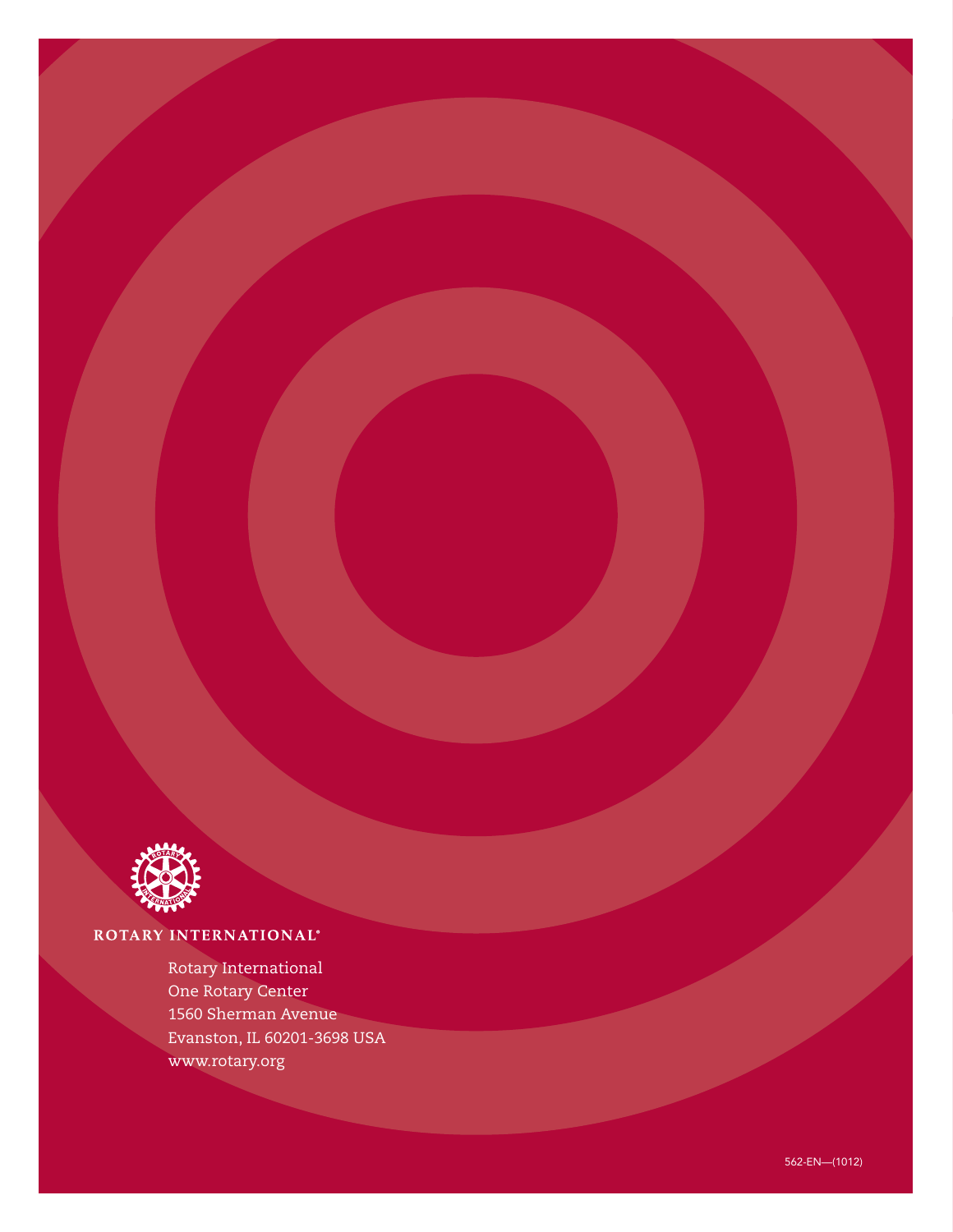ROTARY INTERNATIONAL®

Rotary International
One Rotary Center
1560 Sherman Avenue
Evanston, IL 60201-3698 USA
www.rotary.org

562-EN—(1012)